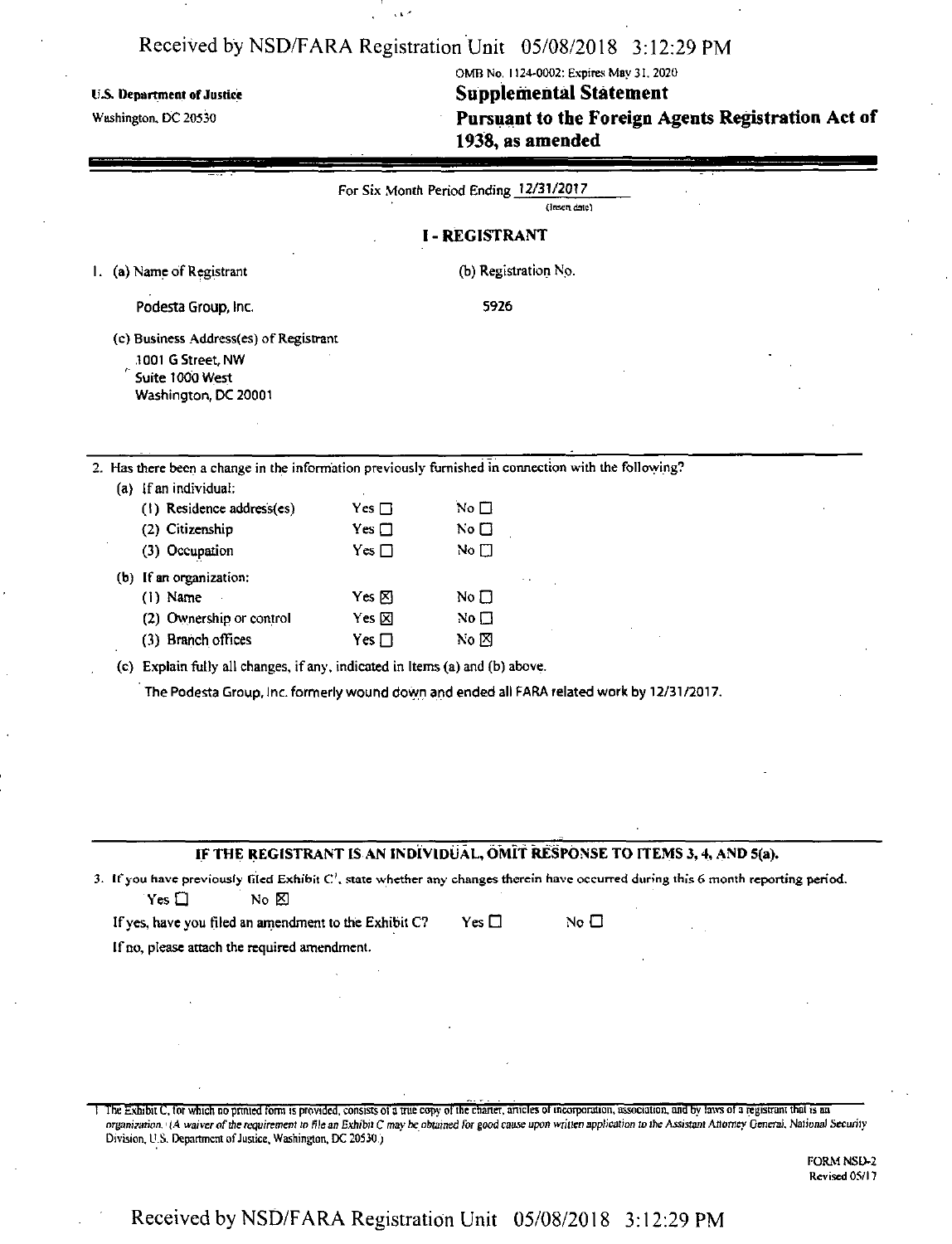U.S. Department of Justice
Washington, DC 20530

OMB No. 1124-0002; Expires May 31, 2020

# Supplemental Statement

## Pursuant to the Foreign Agents Registration Act of 1938, as amended

For Six Month Period Ending 12/31/2017
(Insert date)

## I - REGISTRANT

1. (a) Name of Registrant

   Podesta Group, Inc.

   (b) Registration No.

   5926

   (c) Business Address(es) of Registrant

   1001 G Street, NW
   Suite 1000 West
   Washington, DC 20001

2. Has there been a change in the information previously furnished in connection with the following?

   (a) If an individual:

   | | | |
   |---|---|---|
   | (1) Residence address(es) | Yes ☐ | No ☐ |
   | (2) Citizenship | Yes ☐ | No ☐ |
   | (3) Occupation | Yes ☐ | No ☐ |

   (b) If an organization:

   | | | |
   |---|---|---|
   | (1) Name | Yes ☒ | No ☐ |
   | (2) Ownership or control | Yes ☒ | No ☐ |
   | (3) Branch offices | Yes ☐ | No ☒ |

   (c) Explain fully all changes, if any, indicated in Items (a) and (b) above.

   The Podesta Group, Inc. formerly wound down and ended all FARA related work by 12/31/2017.

### IF THE REGISTRANT IS AN INDIVIDUAL, OMIT RESPONSE TO ITEMS 3, 4, AND 5(a).

3. If you have previously filed Exhibit C[1], state whether any changes therein have occurred during this 6 month reporting period.

   Yes ☐ No ☒

   If yes, have you filed an amendment to the Exhibit C? Yes ☐ No ☐

   If no, please attach the required amendment.

[1] The Exhibit C, for which no printed form is provided, consists of a true copy of the charter, articles of incorporation, association, and by laws of a registrant that is an organization. (*A waiver of the requirement to file an Exhibit C may be obtained for good cause upon written application to the Assistant Attorney General, National Security* Division, U.S. Department of Justice, Washington, DC 20530.)

FORM NSD-2
Revised 05/17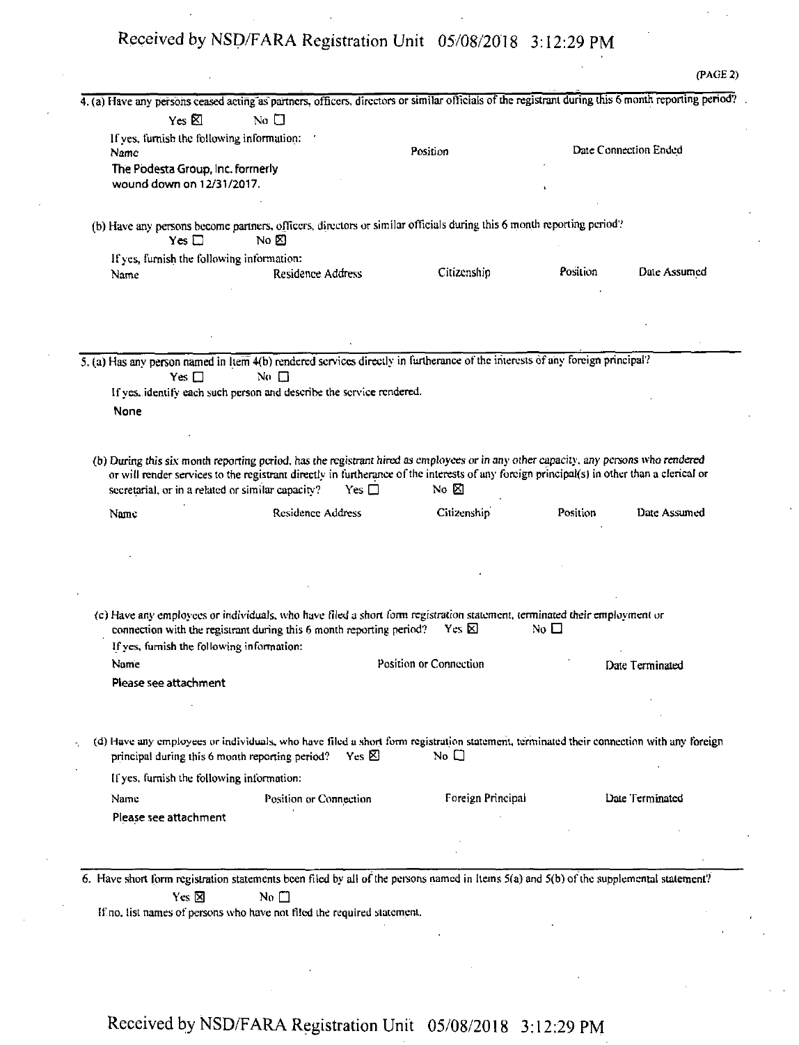(PAGE 2)

4. (a) Have any persons ceased acting as partners, officers, directors or similar officials of the registrant during this 6 month reporting period?

Yes ☒ No ☐

If yes, furnish the following information:

| Name | Position | Date Connection Ended |
|---|---|---|
| The Podesta Group, Inc. formerly wound down on 12/31/2017. | | |

(b) Have any persons become partners, officers, directors or similar officials during this 6 month reporting period?

Yes ☐ No ☒

If yes, furnish the following information:

| Name | Residence Address | Citizenship | Position | Date Assumed |
|---|---|---|---|---|
| | | | | |

5. (a) Has any person named in Item 4(b) rendered services directly in furtherance of the interests of any foreign principal?

Yes ☐ No ☐

If yes, identify each such person and describe the service rendered.

None

(b) During this six month reporting period, has the registrant hired as employees or in any other capacity, any persons who rendered or will render services to the registrant directly in furtherance of the interests of any foreign principal(s) in other than a clerical or secretarial, or in a related or similar capacity? Yes ☐ No ☒

| Name | Residence Address | Citizenship | Position | Date Assumed |
|---|---|---|---|---|
| | | | | |

(c) Have any employees or individuals, who have filed a short form registration statement, terminated their employment or connection with the registrant during this 6 month reporting period? Yes ☒ No ☐

If yes, furnish the following information:

| Name | Position or Connection | Date Terminated |
|---|---|---|
| Please see attachment | | |

(d) Have any employees or individuals, who have filed a short form registration statement, terminated their connection with any foreign principal during this 6 month reporting period? Yes ☒ No ☐

If yes, furnish the following information:

| Name | Position or Connection | Foreign Principal | Date Terminated |
|---|---|---|---|
| Please see attachment | | | |

6. Have short form registration statements been filed by all of the persons named in Items 5(a) and 5(b) of the supplemental statement?

Yes ☒ No ☐

If no, list names of persons who have not filed the required statement.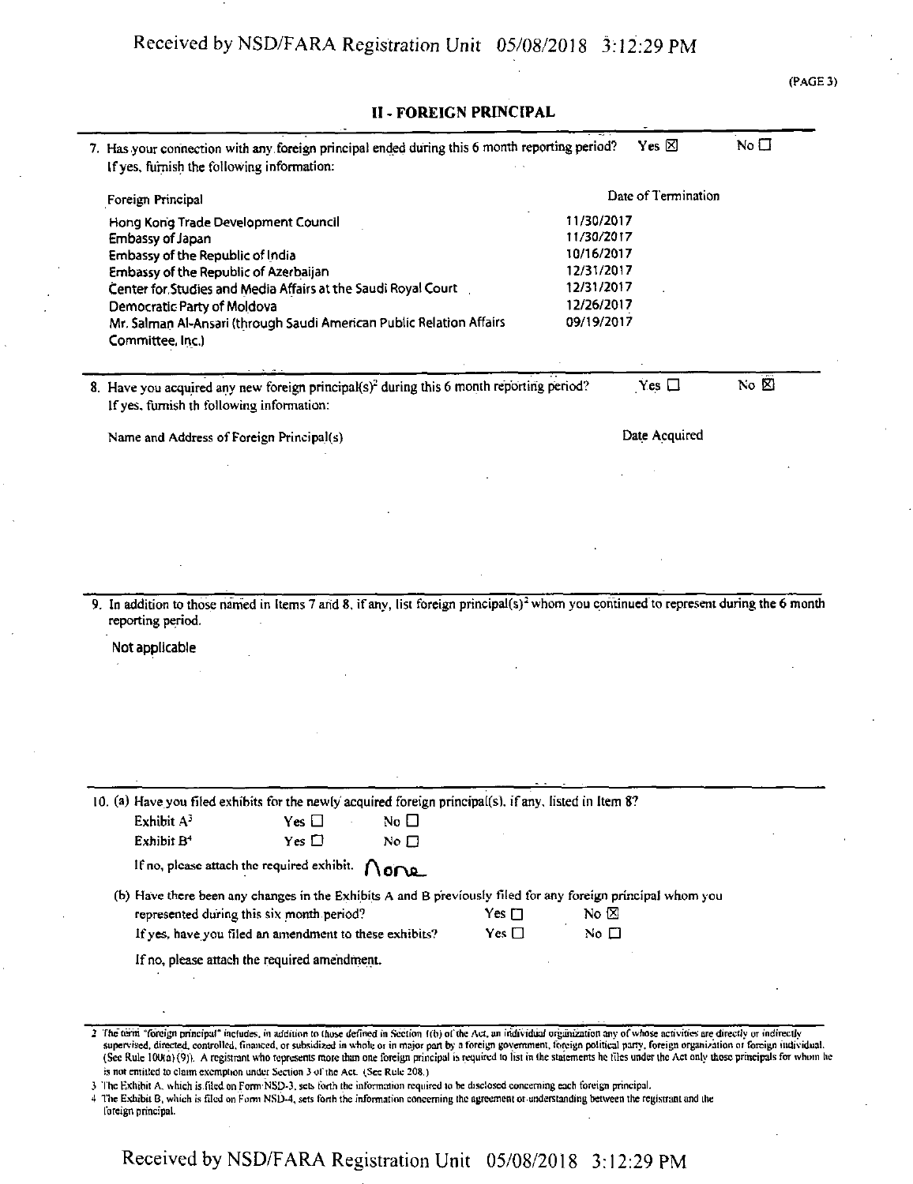## II - FOREIGN PRINCIPAL

7. Has your connection with any foreign principal ended during this 6 month reporting period? Yes ☒ No ☐
If yes, furnish the following information:

| Foreign Principal | Date of Termination |
|---|---|
| Hong Kong Trade Development Council | 11/30/2017 |
| Embassy of Japan | 11/30/2017 |
| Embassy of the Republic of India | 10/16/2017 |
| Embassy of the Republic of Azerbaijan | 12/31/2017 |
| Center for Studies and Media Affairs at the Saudi Royal Court | 12/31/2017 |
| Democratic Party of Moldova | 12/26/2017 |
| Mr. Salman Al-Ansari (through Saudi American Public Relation Affairs Committee, Inc.) | 09/19/2017 |

8. Have you acquired any new foreign principal(s)[2] during this 6 month reporting period? Yes ☐ No ☒
If yes, furnish th following information:

| Name and Address of Foreign Principal(s) | Date Acquired |
|---|---|

9. In addition to those named in Items 7 and 8, if any, list foreign principal(s)[2] whom you continued to represent during the 6 month reporting period.

Not applicable

10. (a) Have you filed exhibits for the newly acquired foreign principal(s), if any, listed in Item 8?

Exhibit A[3] Yes ☐ No ☐
Exhibit B[4] Yes ☐ No ☐

If no, please attach the required exhibit. None

(b) Have there been any changes in the Exhibits A and B previously filed for any foreign principal whom you represented during this six month period? Yes ☐ No ☒

If yes, have you filed an amendment to these exhibits? Yes ☐ No ☐

If no, please attach the required amendment.

---

2 The term "foreign principal" includes, in addition to those defined in Section 1(b) of the Act, an individual organization any of whose activities are directly or indirectly supervised, directed, controlled, financed, or subsidized in whole or in major part by a foreign government, foreign political party, foreign organization or foreign individual. (See Rule 100(a) (9)). A registrant who represents more than one foreign principal is required to list in the statements he files under the Act only those principals for whom he is not entitled to claim exemption under Section 3 of the Act. (See Rule 208.)

3 The Exhibit A, which is filed on Form NSD-3, sets forth the information required to be disclosed concerning each foreign principal.

4 The Exhibit B, which is filed on Form NSD-4, sets forth the information concerning the agreement or understanding between the registrant and the foreign principal.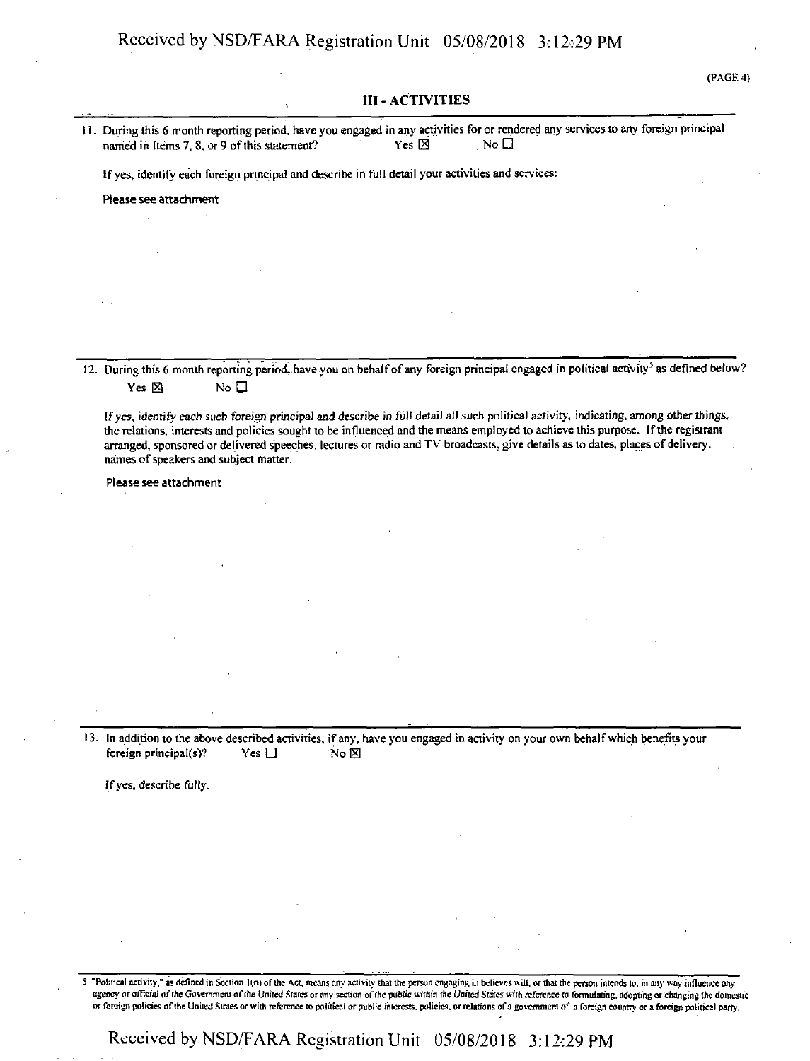## III - ACTIVITIES

11. During this 6 month reporting period, have you engaged in any activities for or rendered any services to any foreign principal named in Items 7, 8, or 9 of this statement? Yes ☒ No ☐

If yes, identify each foreign principal and describe in full detail your activities and services:

Please see attachment

12. During this 6 month reporting period, have you on behalf of any foreign principal engaged in political activity[5] as defined below? Yes ☒ No ☐

*If yes, identify each such foreign principal and describe in full detail all such political activity, indicating, among other things, the relations, interests and policies sought to be influenced and the means employed to achieve this purpose. If the registrant arranged, sponsored or delivered speeches, lectures or radio and TV broadcasts, give details as to dates, places of delivery, names of speakers and subject matter.*

Please see attachment

13. In addition to the above described activities, if any, have you engaged in activity on your own behalf which benefits your foreign principal(s)? Yes ☐ No ☒

*If yes, describe fully.*

---

5 "Political activity," as defined in Section 1(o) of the Act, means any activity that the person engaging in believes will, or that the person intends to, in any way influence any agency or official of the Government of the United States or any section of the public within the United States with reference to formulating, adopting or changing the domestic or foreign policies of the United States or with reference to political or public interests, policies, or relations of a government of a foreign country or a foreign political party.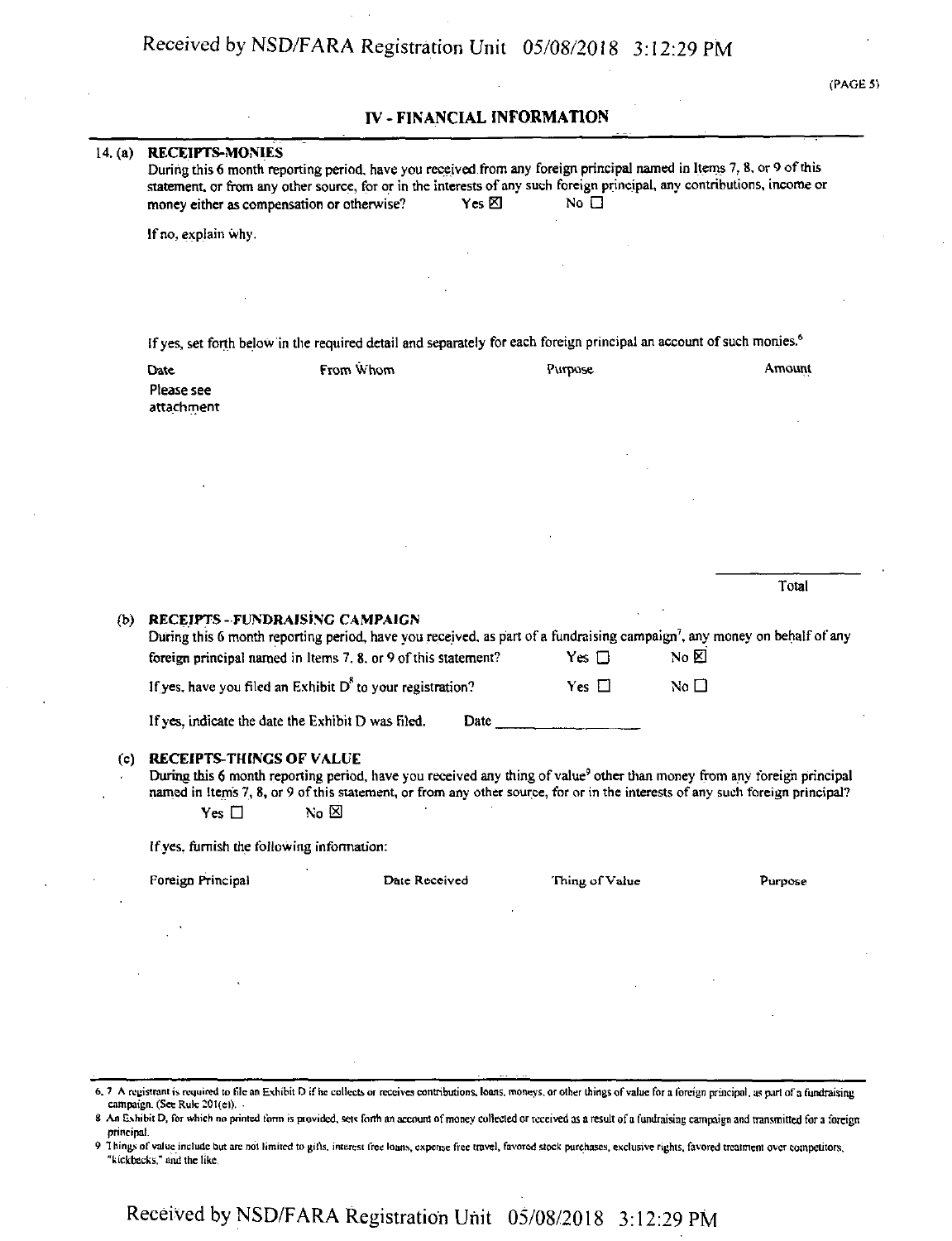## IV - FINANCIAL INFORMATION

14. (a) **RECEIPTS-MONIES**

During this 6 month reporting period, have you received from any foreign principal named in Items 7, 8, or 9 of this statement, or from any other source, for or in the interests of any such foreign principal, any contributions, income or money either as compensation or otherwise? Yes ☒ No ☐

If no, explain why.

If yes, set forth below in the required detail and separately for each foreign principal an account of such monies.[6]

| Date | From Whom | Purpose | Amount |
|---|---|---|---|
| Please see attachment | | | |
| | | Total | |

(b) **RECEIPTS - FUNDRAISING CAMPAIGN**

During this 6 month reporting period, have you received, as part of a fundraising campaign[7], any money on behalf of any foreign principal named in Items 7, 8, or 9 of this statement? Yes ☐ No ☒

If yes, have you filed an Exhibit D[8] to your registration? Yes ☐ No ☐

If yes, indicate the date the Exhibit D was filed. Date ______________

(c) **RECEIPTS-THINGS OF VALUE**

During this 6 month reporting period, have you received any thing of value[9] other than money from any foreign principal named in Items 7, 8, or 9 of this statement, or from any other source, for or in the interests of any such foreign principal?

Yes ☐ No ☒

If yes, furnish the following information:

| Foreign Principal | Date Received | Thing of Value | Purpose |
|---|---|---|---|

6, 7 A registrant is required to file an Exhibit D if he collects or receives contributions, loans, moneys, or other things of value for a foreign principal, as part of a fundraising campaign. (See Rule 201(e)).

8 An Exhibit D, for which no printed form is provided, sets forth an account of money collected or received as a result of a fundraising campaign and transmitted for a foreign principal.

9 Things of value include but are not limited to gifts, interest free loans, expense free travel, favored stock purchases, exclusive rights, favored treatment over competitors, "kickbacks," and the like.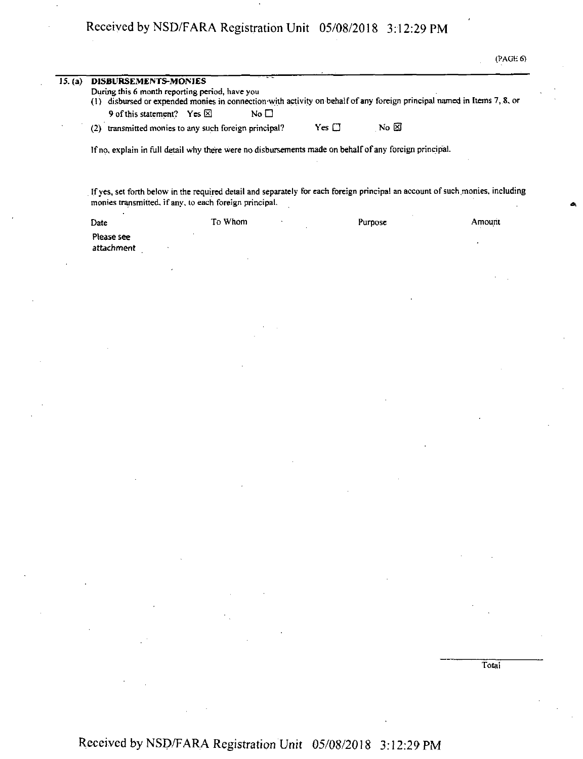**15. (a) DISBURSEMENTS-MONIES**

During this 6 month reporting period, have you

(1) disbursed or expended monies in connection with activity on behalf of any foreign principal named in Items 7, 8, or 9 of this statement? Yes ☒ No ☐

(2) transmitted monies to any such foreign principal? Yes ☐ No ☒

If no, explain in full detail why there were no disbursements made on behalf of any foreign principal.

If yes, set forth below in the required detail and separately for each foreign principal an account of such monies, including monies transmitted, if any, to each foreign principal.

| Date | To Whom | Purpose | Amount |
|---|---|---|---|
| Please see attachment | | | |

Total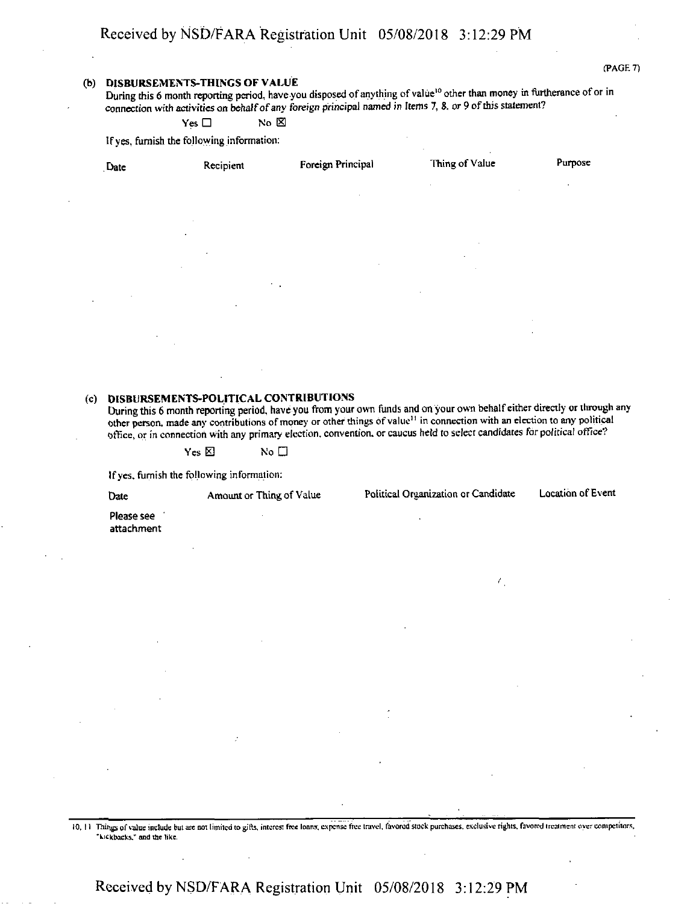(PAGE 7)

**(b) DISBURSEMENTS-THINGS OF VALUE**

During this 6 month reporting period, have you disposed of anything of value[10] other than money in furtherance of or in connection with activities on behalf of any foreign principal named in Items 7, 8, or 9 of this statement?

Yes ☐ No ☒

If yes, furnish the following information:

| Date | Recipient | Foreign Principal | Thing of Value | Purpose |
|---|---|---|---|---|

**(c) DISBURSEMENTS-POLITICAL CONTRIBUTIONS**

During this 6 month reporting period, have you from your own funds and on your own behalf either directly or through any other person, made any contributions of money or other things of value[11] in connection with an election to any political office, or in connection with any primary election, convention, or caucus held to select candidates for political office?

Yes ☒ No ☐

If yes, furnish the following information:

| Date | Amount or Thing of Value | Political Organization or Candidate | Location of Event |
|---|---|---|---|
| Please see attachment | | | |

10, 11 Things of value include but are not limited to gifts, interest free loans, expense free travel, favored stock purchases, exclusive rights, favored treatment over competitors, "kickbacks," and the like.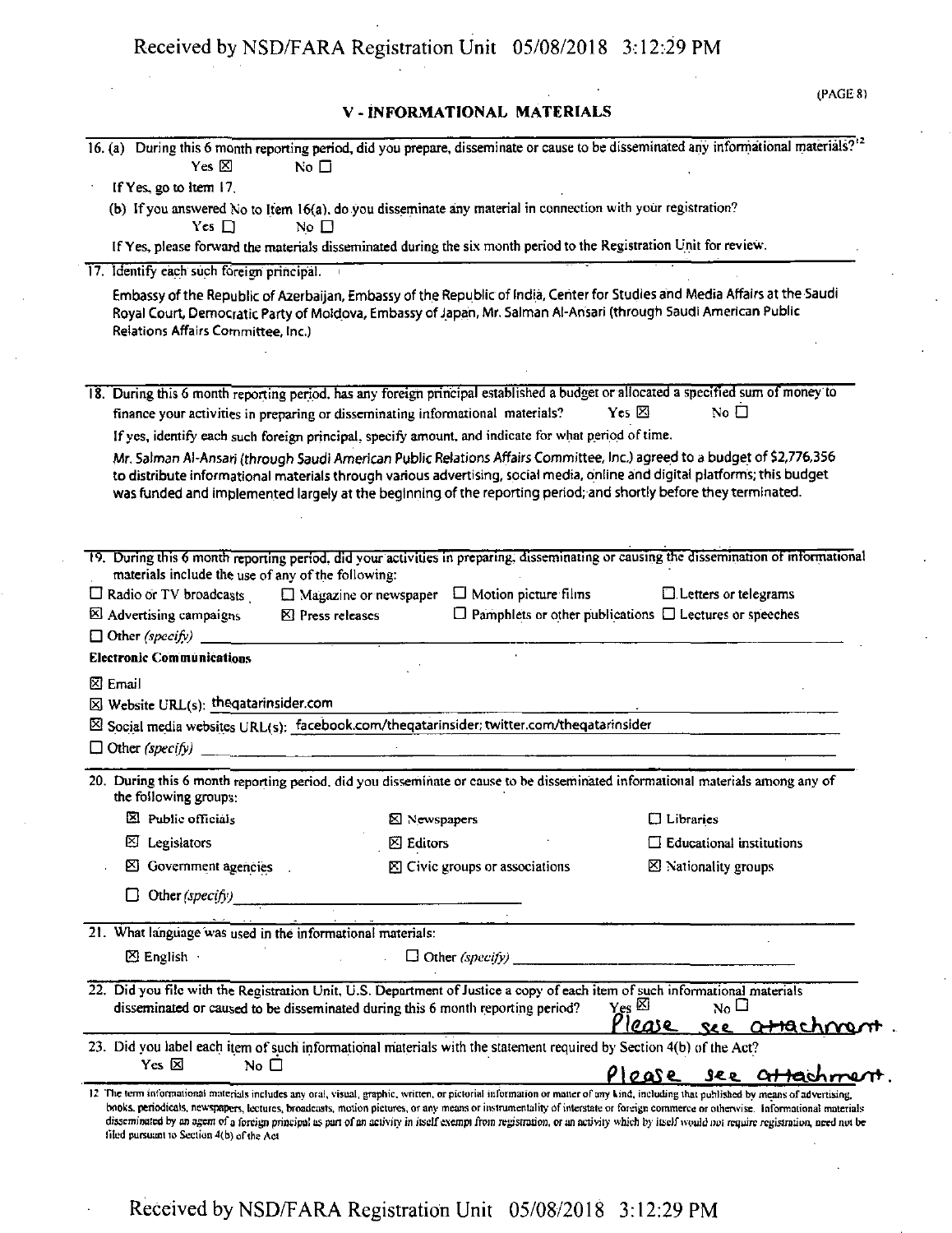## V - INFORMATIONAL MATERIALS

16. (a) During this 6 month reporting period, did you prepare, disseminate or cause to be disseminated any informational materials?[12]

Yes ☒ No ☐

If Yes, go to Item 17.

(b) If you answered No to Item 16(a), do you disseminate any material in connection with your registration?

Yes ☐ No ☐

If Yes, please forward the materials disseminated during the six month period to the Registration Unit for review.

17. Identify each such foreign principal.

Embassy of the Republic of Azerbaijan, Embassy of the Republic of India, Center for Studies and Media Affairs at the Saudi Royal Court, Democratic Party of Moldova, Embassy of Japan, Mr. Salman Al-Ansari (through Saudi American Public Relations Affairs Committee, Inc.)

18. During this 6 month reporting period, has any foreign principal established a budget or allocated a specified sum of money to finance your activities in preparing or disseminating informational materials? Yes ☒ No ☐

If yes, identify each such foreign principal, specify amount, and indicate for what period of time.

*Mr. Salman Al-Ansari (through Saudi American Public Relations Affairs Committee, Inc.) agreed to a budget of $2,776,356 to distribute informational materials through various advertising, social media, online and digital platforms; this budget was funded and implemented largely at the beginning of the reporting period; and shortly before they terminated.*

19. During this 6 month reporting period, did your activities in preparing, disseminating or causing the dissemination of informational materials include the use of any of the following:

☐ Radio or TV broadcasts ☐ Magazine or newspaper ☐ Motion picture films ☐ Letters or telegrams
☒ Advertising campaigns ☒ Press releases ☐ Pamphlets or other publications ☐ Lectures or speeches
☐ Other *(specify)*

**Electronic Communications**

☒ Email

☒ Website URL(s): theqatarinsider.com

☒ Social media websites URL(s): facebook.com/theqatarinsider; twitter.com/theqatarinsider

☐ Other *(specify)*

20. During this 6 month reporting period, did you disseminate or cause to be disseminated informational materials among any of the following groups:

☒ Public officials ☒ Newspapers ☐ Libraries
☒ Legislators ☒ Editors ☐ Educational institutions
☒ Government agencies ☒ Civic groups or associations ☒ Nationality groups
☐ Other *(specify)*

21. What language was used in the informational materials:

☒ English ☐ Other *(specify)*

22. Did you file with the Registration Unit, U.S. Department of Justice a copy of each item of such informational materials disseminated or caused to be disseminated during this 6 month reporting period? Yes ☒ No ☐

Please see attachment.

23. Did you label each item of such informational materials with the statement required by Section 4(b) of the Act?

Yes ☒ No ☐

Please see attachment.

[12] The term informational materials includes any oral, visual, graphic, written, or pictorial information or matter of any kind, including that published by means of advertising, books, periodicals, newspapers, lectures, broadcasts, motion pictures, or any means or instrumentality of interstate or foreign commerce or otherwise. Informational materials disseminated by an agent of a foreign principal as part of an activity in itself exempt from registration, or an activity which by itself would not require registration, need not be filed pursuant to Section 4(b) of the Act.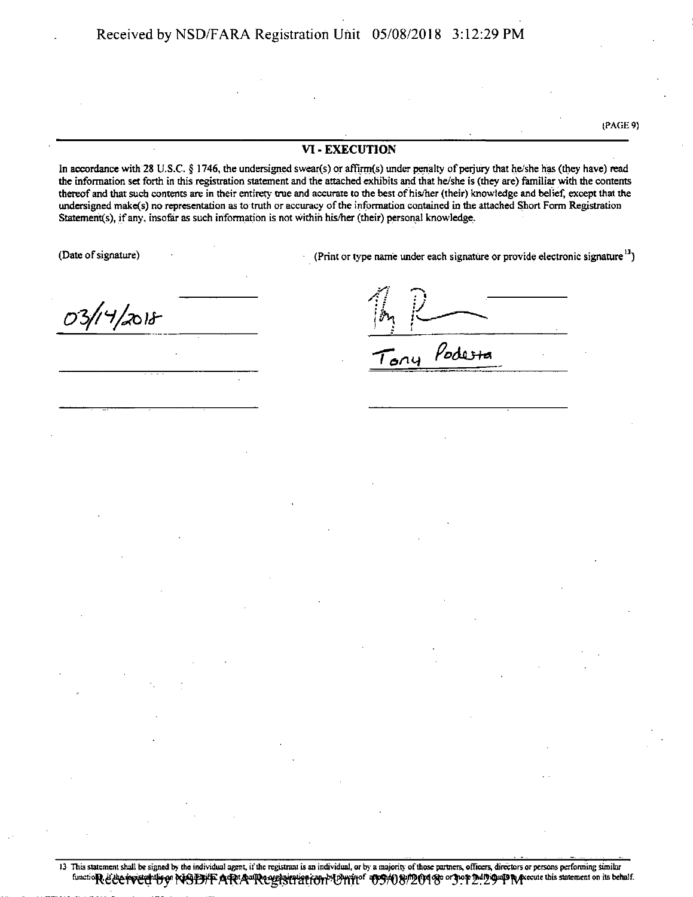## VI - EXECUTION

In accordance with 28 U.S.C. § 1746, the undersigned swear(s) or affirm(s) under penalty of perjury that he/she has (they have) read the information set forth in this registration statement and the attached exhibits and that he/she is (they are) familiar with the contents thereof and that such contents are in their entirety true and accurate to the best of his/her (their) knowledge and belief, except that the undersigned make(s) no representation as to truth or accuracy of the information contained in the attached Short Form Registration Statement(s), if any, insofar as such information is not within his/her (their) personal knowledge.

| (Date of signature) | (Print or type name under each signature or provide electronic signature[13]) |
| --- | --- |
| 03/14/2018 | Tony Podesta |

13 This statement shall be signed by the individual agent, if the registrant is an individual, or by a majority of those partners, officers, directors or persons performing similar functions, if the registrant is an organization, except that the organization can, by power of attorney, authorize one or more individuals to execute this statement on its behalf.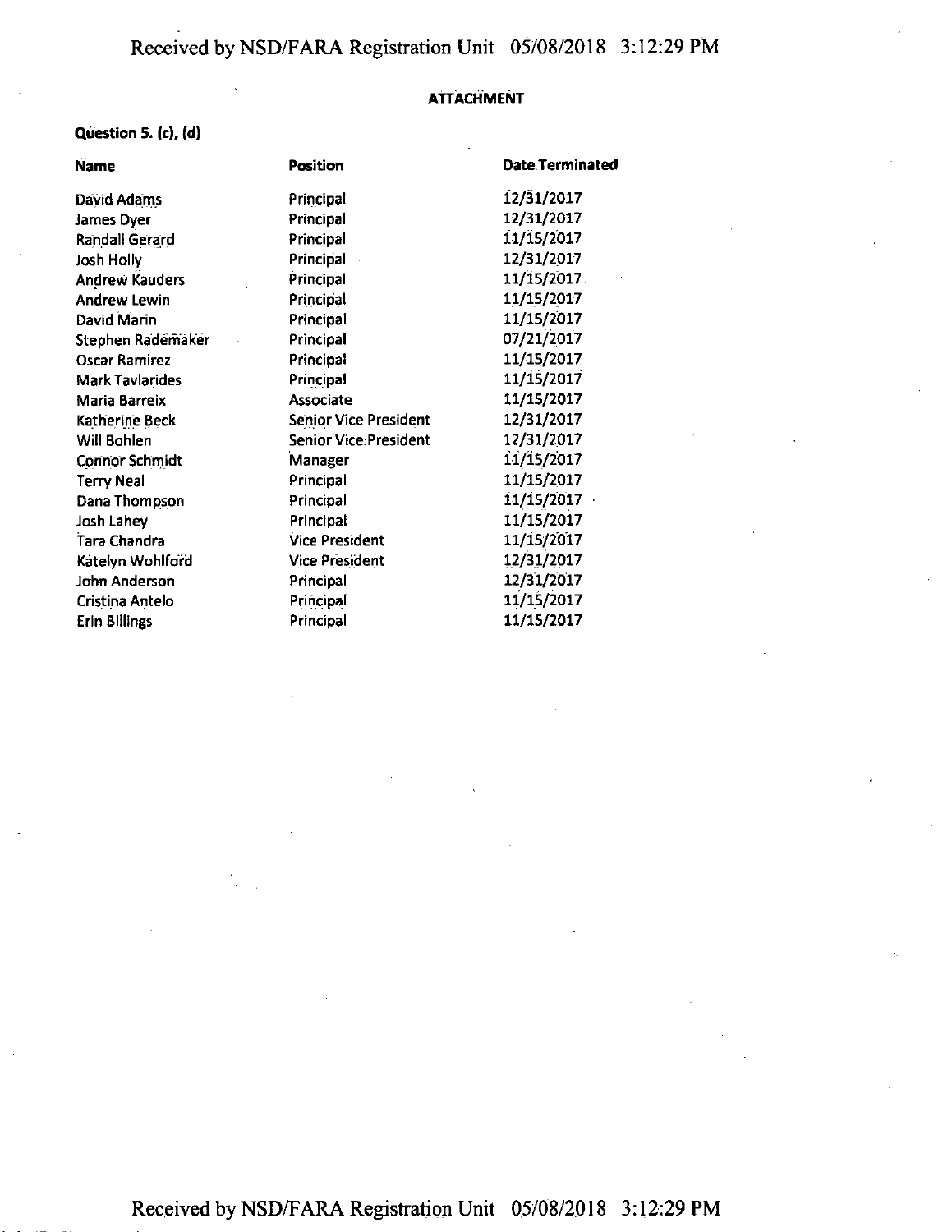## ATTACHMENT

**Question 5. (c), (d)**

| Name | Position | Date Terminated |
| --- | --- | --- |
| David Adams | Principal | 12/31/2017 |
| James Dyer | Principal | 12/31/2017 |
| Randall Gerard | Principal | 11/15/2017 |
| Josh Holly | Principal | 12/31/2017 |
| Andrew Kauders | Principal | 11/15/2017 |
| Andrew Lewin | Principal | 11/15/2017 |
| David Marin | Principal | 11/15/2017 |
| Stephen Rademaker | Principal | 07/21/2017 |
| Oscar Ramirez | Principal | 11/15/2017 |
| Mark Tavlarides | Principal | 11/15/2017 |
| Maria Barreix | Associate | 11/15/2017 |
| Katherine Beck | Senior Vice President | 12/31/2017 |
| Will Bohlen | Senior Vice President | 12/31/2017 |
| Connor Schmidt | Manager | 11/15/2017 |
| Terry Neal | Principal | 11/15/2017 |
| Dana Thompson | Principal | 11/15/2017 |
| Josh Lahey | Principal | 11/15/2017 |
| Tara Chandra | Vice President | 11/15/2017 |
| Katelyn Wohlford | Vice President | 12/31/2017 |
| John Anderson | Principal | 12/31/2017 |
| Cristina Antelo | Principal | 11/15/2017 |
| Erin Billings | Principal | 11/15/2017 |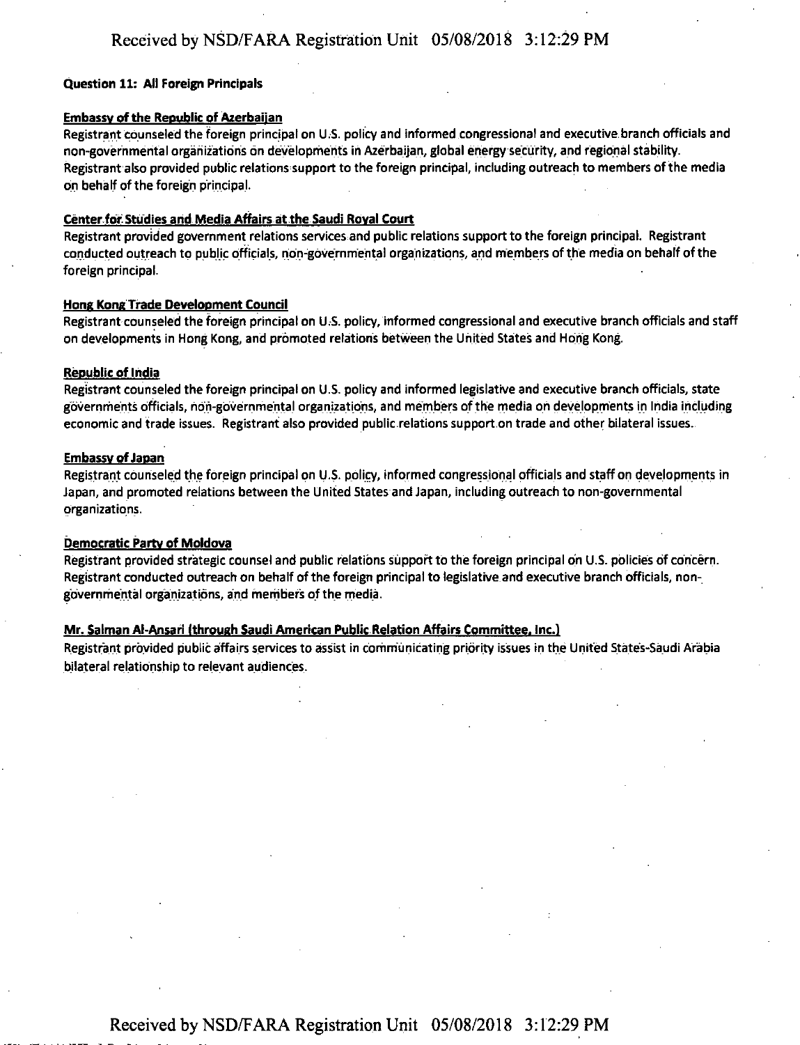**Question 11: All Foreign Principals**

**Embassy of the Republic of Azerbaijan**

Registrant counseled the foreign principal on U.S. policy and informed congressional and executive branch officials and non-governmental organizations on developments in Azerbaijan, global energy security, and regional stability. Registrant also provided public relations support to the foreign principal, including outreach to members of the media on behalf of the foreign principal.

**Center for Studies and Media Affairs at the Saudi Royal Court**

Registrant provided government relations services and public relations support to the foreign principal. Registrant conducted outreach to public officials, non-governmental organizations, and members of the media on behalf of the foreign principal.

**Hong Kong Trade Development Council**

Registrant counseled the foreign principal on U.S. policy, informed congressional and executive branch officials and staff on developments in Hong Kong, and promoted relations between the United States and Hong Kong.

**Republic of India**

Registrant counseled the foreign principal on U.S. policy and informed legislative and executive branch officials, state governments officials, non-governmental organizations, and members of the media on developments in India including economic and trade issues. Registrant also provided public relations support on trade and other bilateral issues.

**Embassy of Japan**

Registrant counseled the foreign principal on U.S. policy, informed congressional officials and staff on developments in Japan, and promoted relations between the United States and Japan, including outreach to non-governmental organizations.

**Democratic Party of Moldova**

Registrant provided strategic counsel and public relations support to the foreign principal on U.S. policies of concern. Registrant conducted outreach on behalf of the foreign principal to legislative and executive branch officials, non-governmental organizations, and members of the media.

**Mr. Salman Al-Ansari (through Saudi American Public Relation Affairs Committee, Inc.)**

Registrant provided public affairs services to assist in communicating priority issues in the United States-Saudi Arabia bilateral relationship to relevant audiences.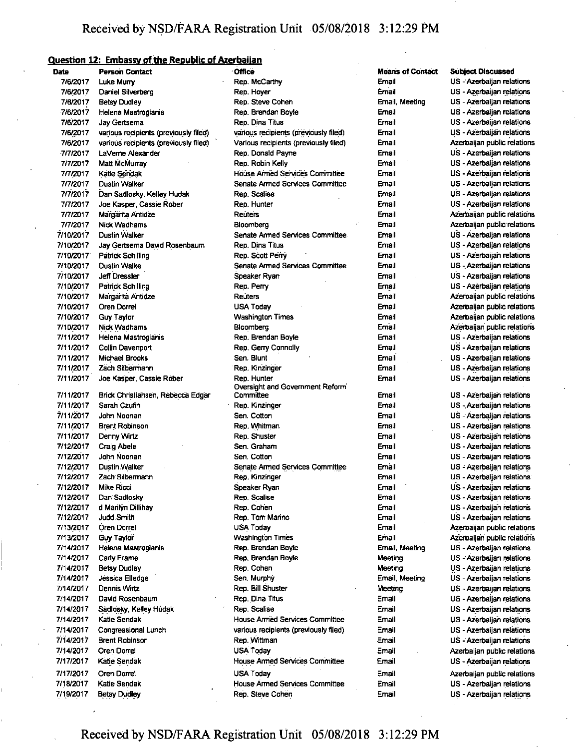## Question 12: Embassy of the Republic of Azerbaijan

| Date | Person Contact | Office | Means of Contact | Subject Discussed |
|---|---|---|---|---|
| 7/6/2017 | Luke Murry | Rep. McCarthy | Email | US - Azerbaijan relations |
| 7/6/2017 | Daniel Silverberg | Rep. Hoyer | Email | US - Azerbaijan relations |
| 7/6/2017 | Betsy Dudley | Rep. Steve Cohen | Email, Meeting | US - Azerbaijan relations |
| 7/6/2017 | Helena Mastrogianis | Rep. Brendan Boyle | Email | US - Azerbaijan relations |
| 7/6/2017 | Jay Gertsema | Rep. Dina Titus | Email | US - Azerbaijan relations |
| 7/6/2017 | various recipients (previously filed) | various recipients (previously filed) | Email | US - Azerbaijan relations |
| 7/6/2017 | various recipients (previously filed) | Various recipients (previously filed) | Email | Azerbaijan public relations |
| 7/7/2017 | LaVerne Alexander | Rep. Donald Payne | Email | US - Azerbaijan relations |
| 7/7/2017 | Matt McMurray | Rep. Robin Kelly | Email | US - Azerbaijan relations |
| 7/7/2017 | Katie Sendak | House Armed Services Committee | Email | US - Azerbaijan relations |
| 7/7/2017 | Dustin Walker | Senate Armed Services Committee | Email | US - Azerbaijan relations |
| 7/7/2017 | Dan Sadlosky, Kelley Hudak | Rep. Scalise | Email | US - Azerbaijan relations |
| 7/7/2017 | Joe Kasper, Cassie Rober | Rep. Hunter | Email | US - Azerbaijan relations |
| 7/7/2017 | Margarita Antidze | Reuters | Email | Azerbaijan public relations |
| 7/7/2017 | Nick Wadhams | Bloomberg | Email | Azerbaijan public relations |
| 7/10/2017 | Dustin Walker | Senate Armed Services Committee | Email | US - Azerbaijan relations |
| 7/10/2017 | Jay Gertsema David Rosenbaum | Rep. Dina Titus | Email | US - Azerbaijan relations |
| 7/10/2017 | Patrick Schilling | Rep. Scott Perry | Email | US - Azerbaijan relations |
| 7/10/2017 | Dustin Walke | Senate Armed Services Committee | Email | US - Azerbaijan relations |
| 7/10/2017 | Jeff Dressler | Speaker Ryan | Email | US - Azerbaijan relations |
| 7/10/2017 | Patrick Schilling | Rep. Perry | Email | US - Azerbaijan relations |
| 7/10/2017 | Margarita Antidze | Reuters | Email | Azerbaijan public relations |
| 7/10/2017 | Oren Dorrel | USA Today | Email | Azerbaijan public relations |
| 7/10/2017 | Guy Taylor | Washington Times | Email | Azerbaijan public relations |
| 7/10/2017 | Nick Wadhams | Bloomberg | Email | Azerbaijan public relations |
| 7/11/2017 | Helena Mastrogianis | Rep. Brendan Boyle | Email | US - Azerbaijan relations |
| 7/11/2017 | Collin Davenport | Rep. Gerry Connolly | Email | US - Azerbaijan relations |
| 7/11/2017 | Michael Brooks | Sen. Blunt | Email | US - Azerbaijan relations |
| 7/11/2017 | Zach Silbermann | Rep. Kinzinger | Email | US - Azerbaijan relations |
| 7/11/2017 | Joe Kasper, Cassie Rober | Rep. Hunter | Email | US - Azerbaijan relations |
| 7/11/2017 | Brick Christiansen, Rebecca Edgar | Oversight and Government Reform Committee | Email | US - Azerbaijan relations |
| 7/11/2017 | Sarah Czufin | Rep. Kinzinger | Email | US - Azerbaijan relations |
| 7/11/2017 | John Noonan | Sen. Cotton | Email | US - Azerbaijan relations |
| 7/11/2017 | Brent Robinson | Rep. Whitman | Email | US - Azerbaijan relations |
| 7/11/2017 | Denny Wirtz | Rep. Shuster | Email | US - Azerbaijan relations |
| 7/12/2017 | Craig Abele | Sen. Graham | Email | US - Azerbaijan relations |
| 7/12/2017 | John Noonan | Sen. Cotton | Email | US - Azerbaijan relations |
| 7/12/2017 | Dustin Walker | Senate Armed Services Committee | Email | US - Azerbaijan relations |
| 7/12/2017 | Zach Silbermann | Rep. Kinzinger | Email | US - Azerbaijan relations |
| 7/12/2017 | Mike Ricci | Speaker Ryan | Email | US - Azerbaijan relations |
| 7/12/2017 | Dan Sadlosky | Rep. Scalise | Email | US - Azerbaijan relations |
| 7/12/2017 | d Marilyn Dillihay | Rep. Cohen | Email | US - Azerbaijan relations |
| 7/12/2017 | Judd Smith | Rep. Tom Marino | Email | US - Azerbaijan relations |
| 7/13/2017 | Oren Dorrel | USA Today | Email | Azerbaijan public relations |
| 7/13/2017 | Guy Taylor | Washington Times | Email | Azerbaijan public relations |
| 7/14/2017 | Helena Mastrogianis | Rep. Brendan Boyle | Email, Meeting | US - Azerbaijan relations |
| 7/14/2017 | Carly Frame | Rep. Brendan Boyle | Meeting | US - Azerbaijan relations |
| 7/14/2017 | Betsy Dudley | Rep. Cohen | Meeting | US - Azerbaijan relations |
| 7/14/2017 | Jessica Elledge | Sen. Murphy | Email, Meeting | US - Azerbaijan relations |
| 7/14/2017 | Dennis Wirtz | Rep. Bill Shuster | Meeting | US - Azerbaijan relations |
| 7/14/2017 | David Rosenbaum | Rep. Dina Titus | Email | US - Azerbaijan relations |
| 7/14/2017 | Sadlosky, Kelley Hudak | Rep. Scalise | Email | US - Azerbaijan relations |
| 7/14/2017 | Katie Sendak | House Armed Services Committee | Email | US - Azerbaijan relations |
| 7/14/2017 | Congressional Lunch | various recipients (previously filed) | Email | US - Azerbaijan relations |
| 7/14/2017 | Brent Robinson | Rep. Wittman | Email | US - Azerbaijan relations |
| 7/14/2017 | Oren Dorrel | USA Today | Email | Azerbaijan public relations |
| 7/17/2017 | Katie Sendak | House Armed Services Committee | Email | US - Azerbaijan relations |
| 7/17/2017 | Oren Dorrel | USA Today | Email | Azerbaijan public relations |
| 7/18/2017 | Katie Sendak | House Armed Services Committee | Email | US - Azerbaijan relations |
| 7/19/2017 | Betsy Dudley | Rep. Steve Cohen | Email | US - Azerbaijan relations |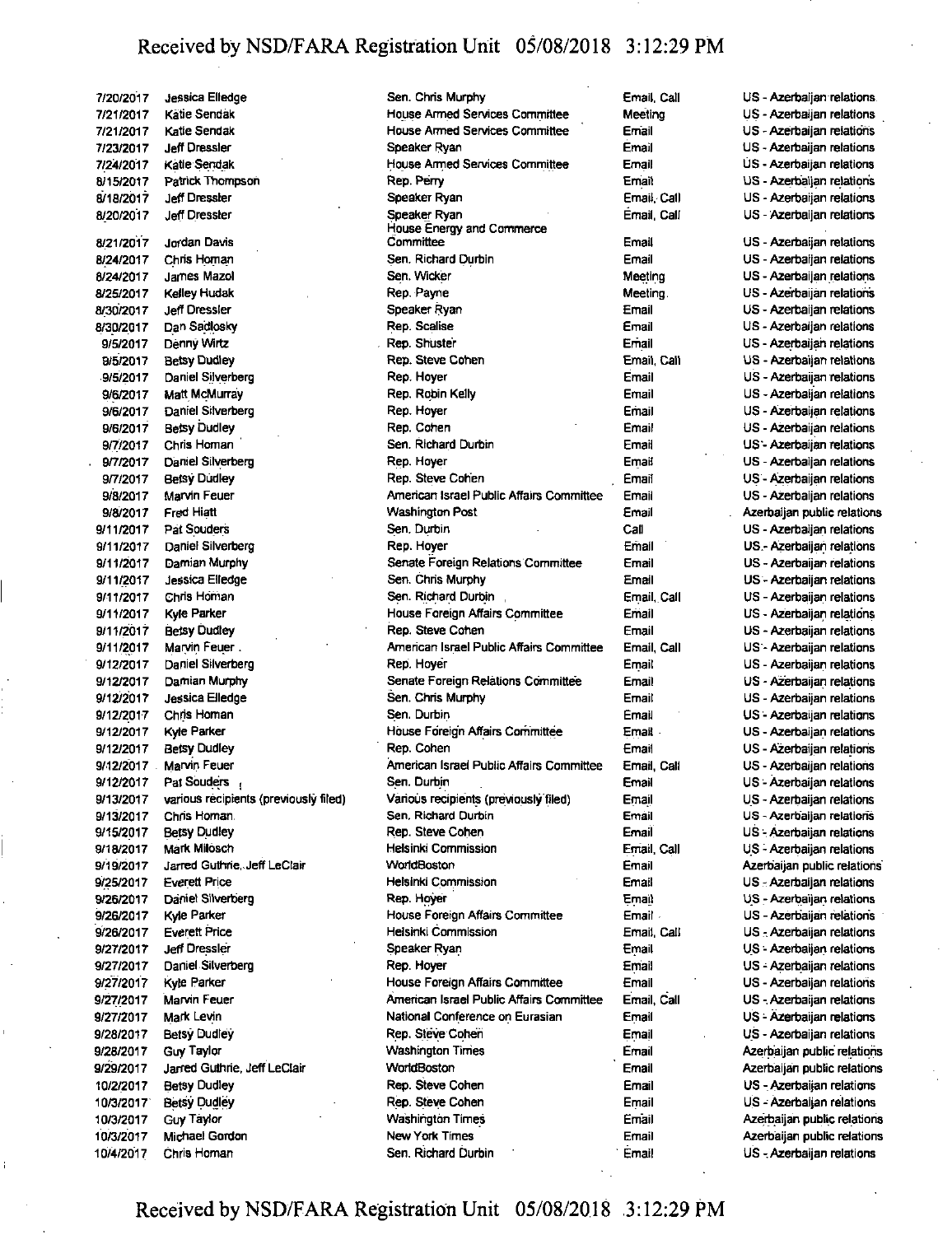| | | | | |
|---|---|---|---|---|
| 7/20/2017 | Jessica Elledge | Sen. Chris Murphy | Email, Call | US - Azerbaijan relations |
| 7/21/2017 | Katie Sendak | House Armed Services Committee | Meeting | US - Azerbaijan relations |
| 7/21/2017 | Katie Sendak | House Armed Services Committee | Email | US - Azerbaijan relations |
| 7/23/2017 | Jeff Dressler | Speaker Ryan | Email | US - Azerbaijan relations |
| 7/24/2017 | Katie Sendak | House Armed Services Committee | Email | US - Azerbaijan relations |
| 8/15/2017 | Patrick Thompson | Rep. Perry | Email | US - Azerbaijan relations |
| 8/18/2017 | Jeff Dressler | Speaker Ryan | Email, Call | US - Azerbaijan relations |
| 8/20/2017 | Jeff Dressler | Speaker Ryan | Email, Call | US - Azerbaijan relations |
| 8/21/2017 | Jordan Davis | House Energy and Commerce Committee | Email | US - Azerbaijan relations |
| 8/24/2017 | Chris Homan | Sen. Richard Durbin | Email | US - Azerbaijan relations |
| 8/24/2017 | James Mazol | Sen. Wicker | Meeting | US - Azerbaijan relations |
| 8/25/2017 | Kelley Hudak | Rep. Payne | Meeting | US - Azerbaijan relations |
| 8/30/2017 | Jeff Dressler | Speaker Ryan | Email | US - Azerbaijan relations |
| 8/30/2017 | Dan Sadlosky | Rep. Scalise | Email | US - Azerbaijan relations |
| 9/5/2017 | Denny Wirtz | Rep. Shuster | Email | US - Azerbaijan relations |
| 9/5/2017 | Betsy Dudley | Rep. Steve Cohen | Email, Call | US - Azerbaijan relations |
| 9/5/2017 | Daniel Silverberg | Rep. Hoyer | Email | US - Azerbaijan relations |
| 9/6/2017 | Matt McMurray | Rep. Robin Kelly | Email | US - Azerbaijan relations |
| 9/6/2017 | Daniel Silverberg | Rep. Hoyer | Email | US - Azerbaijan relations |
| 9/6/2017 | Betsy Dudley | Rep. Cohen | Email | US - Azerbaijan relations |
| 9/7/2017 | Chris Homan | Sen. Richard Durbin | Email | US - Azerbaijan relations |
| 9/7/2017 | Daniel Silverberg | Rep. Hoyer | Email | US - Azerbaijan relations |
| 9/7/2017 | Betsy Dudley | Rep. Steve Cohen | Email | US - Azerbaijan relations |
| 9/8/2017 | Marvin Feuer | American Israel Public Affairs Committee | Email | US - Azerbaijan relations |
| 9/8/2017 | Fred Hiatt | Washington Post | Email | Azerbaijan public relations |
| 9/11/2017 | Pat Souders | Sen. Durbin | Call | US - Azerbaijan relations |
| 9/11/2017 | Daniel Silverberg | Rep. Hoyer | Email | US - Azerbaijan relations |
| 9/11/2017 | Damian Murphy | Senate Foreign Relations Committee | Email | US - Azerbaijan relations |
| 9/11/2017 | Jessica Elledge | Sen. Chris Murphy | Email | US - Azerbaijan relations |
| 9/11/2017 | Chris Homan | Sen. Richard Durbin | Email, Call | US - Azerbaijan relations |
| 9/11/2017 | Kyle Parker | House Foreign Affairs Committee | Email | US - Azerbaijan relations |
| 9/11/2017 | Betsy Dudley | Rep. Steve Cohen | Email | US - Azerbaijan relations |
| 9/11/2017 | Marvin Feuer | American Israel Public Affairs Committee | Email, Call | US - Azerbaijan relations |
| 9/12/2017 | Daniel Silverberg | Rep. Hoyer | Email | US - Azerbaijan relations |
| 9/12/2017 | Damian Murphy | Senate Foreign Relations Committee | Email | US - Azerbaijan relations |
| 9/12/2017 | Jessica Elledge | Sen. Chris Murphy | Email | US - Azerbaijan relations |
| 9/12/2017 | Chris Homan | Sen. Durbin | Email | US - Azerbaijan relations |
| 9/12/2017 | Kyle Parker | House Foreign Affairs Committee | Email | US - Azerbaijan relations |
| 9/12/2017 | Betsy Dudley | Rep. Cohen | Email | US - Azerbaijan relations |
| 9/12/2017 | Marvin Feuer | American Israel Public Affairs Committee | Email, Call | US - Azerbaijan relations |
| 9/12/2017 | Pat Souders | Sen. Durbin | Email | US - Azerbaijan relations |
| 9/13/2017 | various recipients (previously filed) | Various recipients (previously filed) | Email | US - Azerbaijan relations |
| 9/13/2017 | Chris Homan | Sen. Richard Durbin | Email | US - Azerbaijan relations |
| 9/15/2017 | Betsy Dudley | Rep. Steve Cohen | Email | US - Azerbaijan relations |
| 9/18/2017 | Mark Milosch | Helsinki Commission | Email, Call | US - Azerbaijan relations |
| 9/19/2017 | Jarred Guthrie, Jeff LeClair | WorldBoston | Email | Azerbaijan public relations |
| 9/25/2017 | Everett Price | Helsinki Commission | Email | US - Azerbaijan relations |
| 9/26/2017 | Daniel Silverberg | Rep. Hoyer | Email | US - Azerbaijan relations |
| 9/26/2017 | Kyle Parker | House Foreign Affairs Committee | Email | US - Azerbaijan relations |
| 9/26/2017 | Everett Price | Helsinki Commission | Email, Call | US - Azerbaijan relations |
| 9/27/2017 | Jeff Dressler | Speaker Ryan | Email | US - Azerbaijan relations |
| 9/27/2017 | Daniel Silverberg | Rep. Hoyer | Email | US - Azerbaijan relations |
| 9/27/2017 | Kyle Parker | House Foreign Affairs Committee | Email | US - Azerbaijan relations |
| 9/27/2017 | Marvin Feuer | American Israel Public Affairs Committee | Email, Call | US - Azerbaijan relations |
| 9/27/2017 | Mark Levin | National Conference on Eurasian | Email | US - Azerbaijan relations |
| 9/28/2017 | Betsy Dudley | Rep. Steve Cohen | Email | US - Azerbaijan relations |
| 9/28/2017 | Guy Taylor | Washington Times | Email | Azerbaijan public relations |
| 9/29/2017 | Jarred Guthrie, Jeff LeClair | WorldBoston | Email | Azerbaijan public relations |
| 10/2/2017 | Betsy Dudley | Rep. Steve Cohen | Email | US - Azerbaijan relations |
| 10/3/2017 | Betsy Dudley | Rep. Steve Cohen | Email | US - Azerbaijan relations |
| 10/3/2017 | Guy Taylor | Washington Times | Email | Azerbaijan public relations |
| 10/3/2017 | Michael Gordon | New York Times | Email | Azerbaijan public relations |
| 10/4/2017 | Chris Homan | Sen. Richard Durbin | Email | US - Azerbaijan relations |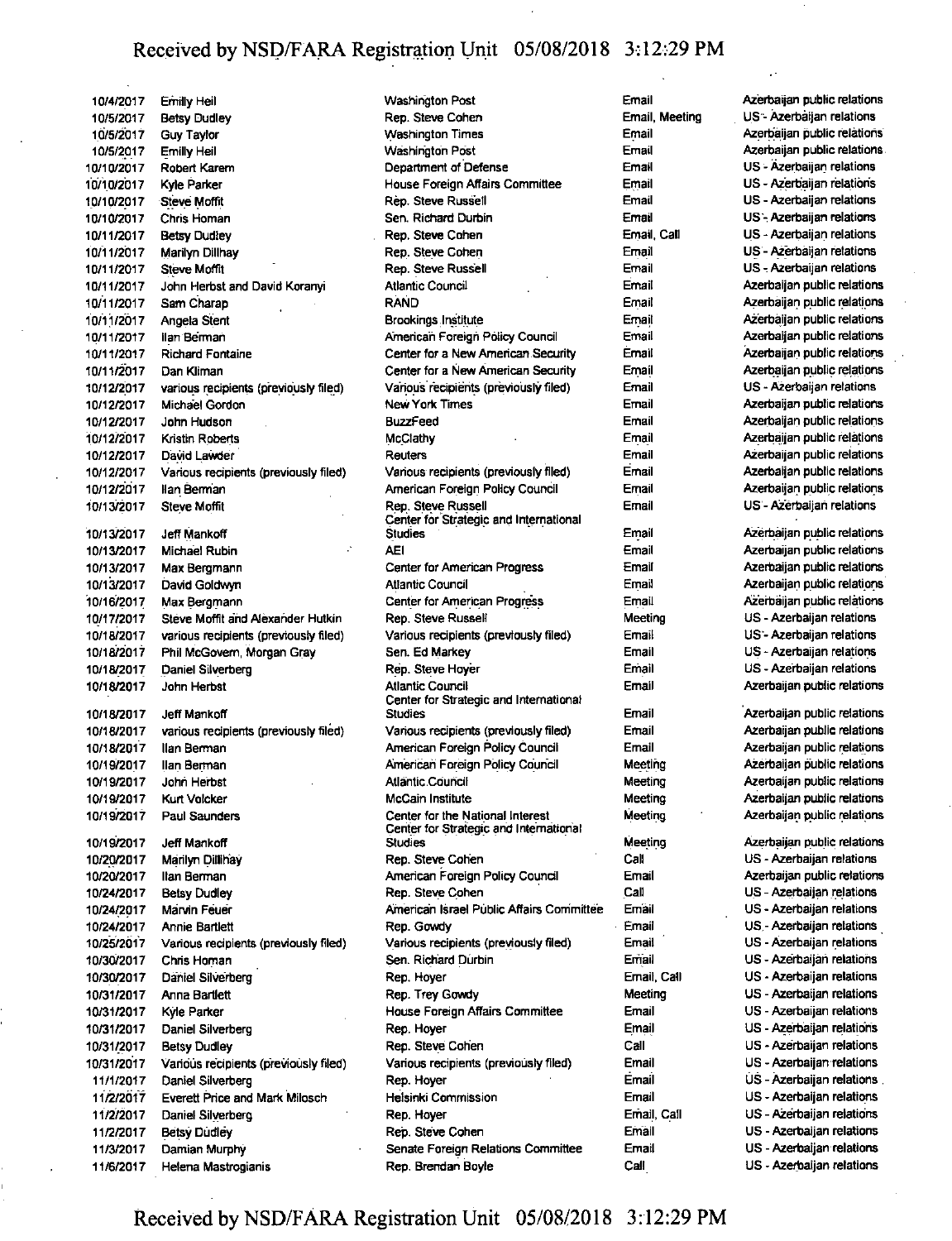| | | | | |
|---|---|---|---|---|
| 10/4/2017 | Emilly Heil | Washington Post | Email | Azerbaijan public relations |
| 10/5/2017 | Betsy Dudley | Rep. Steve Cohen | Email, Meeting | US - Azerbaijan relations |
| 10/5/2017 | Guy Taylor | Washington Times | Email | Azerbaijan public relations |
| 10/5/2017 | Emilly Heil | Washington Post | Email | Azerbaijan public relations |
| 10/10/2017 | Robert Karem | Department of Defense | Email | US - Azerbaijan relations |
| 10/10/2017 | Kyle Parker | House Foreign Affairs Committee | Email | US - Azerbaijan relations |
| 10/10/2017 | Steve Moffit | Rep. Steve Russell | Email | US - Azerbaijan relations |
| 10/10/2017 | Chris Homan | Sen. Richard Durbin | Email | US - Azerbaijan relations |
| 10/11/2017 | Betsy Dudley | Rep. Steve Cohen | Email, Call | US - Azerbaijan relations |
| 10/11/2017 | Marilyn Dillhay | Rep. Steve Cohen | Email | US - Azerbaijan relations |
| 10/11/2017 | Steve Moffit | Rep. Steve Russell | Email | US - Azerbaijan relations |
| 10/11/2017 | John Herbst and David Koranyi | Atlantic Council | Email | Azerbaijan public relations |
| 10/11/2017 | Sam Charap | RAND | Email | Azerbaijan public relations |
| 10/11/2017 | Angela Stent | Brookings Institute | Email | Azerbaijan public relations |
| 10/11/2017 | Ilan Berman | American Foreign Policy Council | Email | Azerbaijan public relations |
| 10/11/2017 | Richard Fontaine | Center for a New American Security | Email | Azerbaijan public relations |
| 10/11/2017 | Dan Kliman | Center for a New American Security | Email | Azerbaijan public relations |
| 10/12/2017 | various recipients (previously filed) | Various recipients (previously filed) | Email | US - Azerbaijan relations |
| 10/12/2017 | Michael Gordon | New York Times | Email | Azerbaijan public relations |
| 10/12/2017 | John Hudson | BuzzFeed | Email | Azerbaijan public relations |
| 10/12/2017 | Kristin Roberts | McClathy | Email | Azerbaijan public relations |
| 10/12/2017 | David Lawder | Reuters | Email | Azerbaijan public relations |
| 10/12/2017 | Various recipients (previously filed) | Various recipients (previously filed) | Email | Azerbaijan public relations |
| 10/12/2017 | Ilan Berman | American Foreign Policy Council | Email | Azerbaijan public relations |
| 10/13/2017 | Steve Moffit | Rep. Steve Russell | Email | US - Azerbaijan relations |
| 10/13/2017 | Jeff Mankoff | Center for Strategic and International Studies | Email | Azerbaijan public relations |
| 10/13/2017 | Michael Rubin | AEI | Email | Azerbaijan public relations |
| 10/13/2017 | Max Bergmann | Center for American Progress | Email | Azerbaijan public relations |
| 10/13/2017 | David Goldwyn | Atlantic Council | Email | Azerbaijan public relations |
| 10/16/2017 | Max Bergmann | Center for American Progress | Email | Azerbaijan public relations |
| 10/17/2017 | Steve Moffit and Alexander Hutkin | Rep. Steve Russell | Meeting | US - Azerbaijan relations |
| 10/18/2017 | various recipients (previously filed) | Various recipients (previously filed) | Email | US - Azerbaijan relations |
| 10/18/2017 | Phil McGovern, Morgan Gray | Sen. Ed Markey | Email | US - Azerbaijan relations |
| 10/18/2017 | Daniel Silverberg | Rep. Steve Hoyer | Email | US - Azerbaijan relations |
| 10/18/2017 | John Herbst | Atlantic Council | Email | Azerbaijan public relations |
| 10/18/2017 | Jeff Mankoff | Center for Strategic and International Studies | Email | Azerbaijan public relations |
| 10/18/2017 | various recipients (previously filed) | Various recipients (previously filed) | Email | Azerbaijan public relations |
| 10/18/2017 | Ilan Berman | American Foreign Policy Council | Email | Azerbaijan public relations |
| 10/19/2017 | Ilan Berman | American Foreign Policy Council | Meeting | Azerbaijan public relations |
| 10/19/2017 | John Herbst | Atlantic Council | Meeting | Azerbaijan public relations |
| 10/19/2017 | Kurt Volcker | McCain Institute | Meeting | Azerbaijan public relations |
| 10/19/2017 | Paul Saunders | Center for the National Interest | Meeting | Azerbaijan public relations |
| 10/19/2017 | Jeff Mankoff | Center for Strategic and International Studies | Meeting | Azerbaijan public relations |
| 10/20/2017 | Marilyn Dillhay | Rep. Steve Cohen | Call | US - Azerbaijan relations |
| 10/20/2017 | Ilan Berman | American Foreign Policy Council | Email | Azerbaijan public relations |
| 10/24/2017 | Betsy Dudley | Rep. Steve Cohen | Call | US - Azerbaijan relations |
| 10/24/2017 | Marvin Feuer | American Israel Public Affairs Committee | Email | US - Azerbaijan relations |
| 10/24/2017 | Annie Bartlett | Rep. Gowdy | Email | US - Azerbaijan relations |
| 10/25/2017 | Various recipients (previously filed) | Various recipients (previously filed) | Email | US - Azerbaijan relations |
| 10/30/2017 | Chris Homan | Sen. Richard Durbin | Email | US - Azerbaijan relations |
| 10/30/2017 | Daniel Silverberg | Rep. Hoyer | Email, Call | US - Azerbaijan relations |
| 10/31/2017 | Anna Bartlett | Rep. Trey Gowdy | Meeting | US - Azerbaijan relations |
| 10/31/2017 | Kyle Parker | House Foreign Affairs Committee | Email | US - Azerbaijan relations |
| 10/31/2017 | Daniel Silverberg | Rep. Hoyer | Email | US - Azerbaijan relations |
| 10/31/2017 | Betsy Dudley | Rep. Steve Cohen | Call | US - Azerbaijan relations |
| 10/31/2017 | Various recipients (previously filed) | Various recipients (previously filed) | Email | US - Azerbaijan relations |
| 11/1/2017 | Daniel Silverberg | Rep. Hoyer | Email | US - Azerbaijan relations |
| 11/2/2017 | Everett Price and Mark Milosch | Helsinki Commission | Email | US - Azerbaijan relations |
| 11/2/2017 | Daniel Silverberg | Rep. Hoyer | Email, Call | US - Azerbaijan relations |
| 11/2/2017 | Betsy Dudley | Rep. Steve Cohen | Email | US - Azerbaijan relations |
| 11/3/2017 | Damian Murphy | Senate Foreign Relations Committee | Email | US - Azerbaijan relations |
| 11/6/2017 | Helena Mastrogianis | Rep. Brendan Boyle | Call | US - Azerbaijan relations |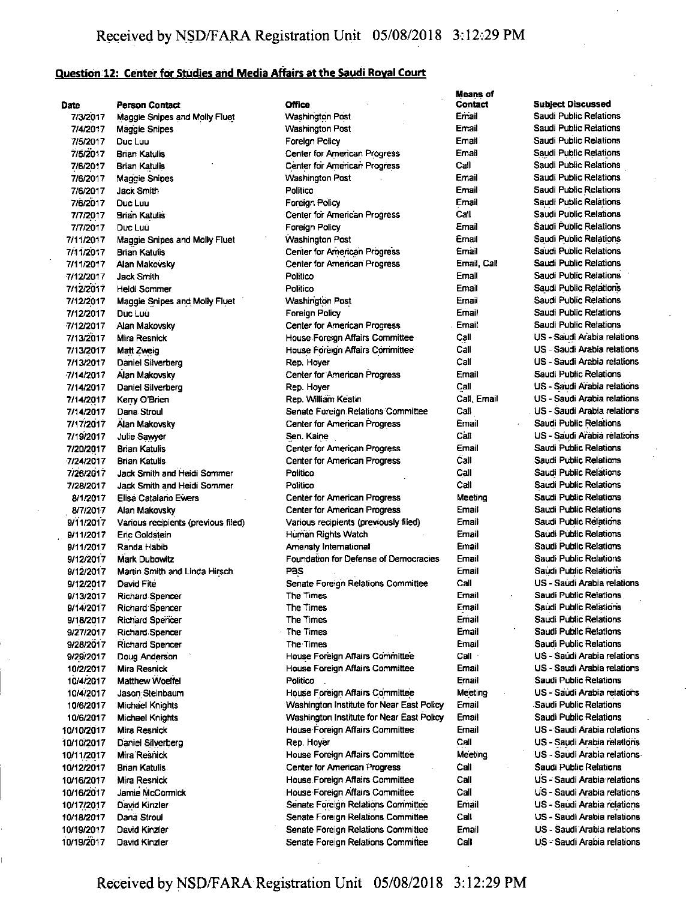## Question 12: Center for Studies and Media Affairs at the Saudi Royal Court

| Date | Person Contact | Office | Means of Contact | Subject Discussed |
|---|---|---|---|---|
| 7/3/2017 | Maggie Snipes and Molly Fluet | Washington Post | Email | Saudi Public Relations |
| 7/4/2017 | Maggie Snipes | Washington Post | Email | Saudi Public Relations |
| 7/5/2017 | Duc Luu | Foreign Policy | Email | Saudi Public Relations |
| 7/5/2017 | Brian Katulis | Center for American Progress | Email | Saudi Public Relations |
| 7/6/2017 | Brian Katulis | Center for American Progress | Call | Saudi Public Relations |
| 7/6/2017 | Maggie Snipes | Washington Post | Email | Saudi Public Relations |
| 7/6/2017 | Jack Smith | Politico | Email | Saudi Public Relations |
| 7/6/2017 | Duc Luu | Foreign Policy | Email | Saudi Public Relations |
| 7/7/2017 | Brian Katulis | Center for American Progress | Call | Saudi Public Relations |
| 7/7/2017 | Duc Luu | Foreign Policy | Email | Saudi Public Relations |
| 7/11/2017 | Maggie Snipes and Molly Fluet | Washington Post | Email | Saudi Public Relations |
| 7/11/2017 | Brian Katulis | Center for American Progress | Email | Saudi Public Relations |
| 7/11/2017 | Alan Makovsky | Center for American Progress | Email, Call | Saudi Public Relations |
| 7/12/2017 | Jack Smith | Politico | Email | Saudi Public Relations |
| 7/12/2017 | Heidi Sommer | Politico | Email | Saudi Public Relations |
| 7/12/2017 | Maggie Snipes and Molly Fluet | Washington Post | Email | Saudi Public Relations |
| 7/12/2017 | Duc Luu | Foreign Policy | Email | Saudi Public Relations |
| 7/12/2017 | Alan Makovsky | Center for American Progress | Email | Saudi Public Relations |
| 7/13/2017 | Mira Resnick | House Foreign Affairs Committee | Call | US - Saudi Arabia relations |
| 7/13/2017 | Matt Zweig | House Foreign Affairs Committee | Call | US - Saudi Arabia relations |
| 7/13/2017 | Daniel Silverberg | Rep. Hoyer | Call | US - Saudi Arabia relations |
| 7/14/2017 | Alan Makovsky | Center for American Progress | Email | Saudi Public Relations |
| 7/14/2017 | Daniel Silverberg | Rep. Hoyer | Call | US - Saudi Arabia relations |
| 7/14/2017 | Kerry O'Brien | Rep. William Keatin | Call, Email | US - Saudi Arabia relations |
| 7/14/2017 | Dana Stroul | Senate Foreign Relations Committee | Call | US - Saudi Arabia relations |
| 7/17/2017 | Alan Makovsky | Center for American Progress | Email | Saudi Public Relations |
| 7/19/2017 | Julie Sawyer | Sen. Kaine | Call | US - Saudi Arabia relations |
| 7/20/2017 | Brian Katulis | Center for American Progress | Email | Saudi Public Relations |
| 7/24/2017 | Brian Katulis | Center for American Progress | Call | Saudi Public Relations |
| 7/26/2017 | Jack Smith and Heidi Sommer | Politico | Call | Saudi Public Relations |
| 7/28/2017 | Jack Smith and Heidi Sommer | Politico | Call | Saudi Public Relations |
| 8/1/2017 | Elisa Catalano Ewers | Center for American Progress | Meeting | Saudi Public Relations |
| 8/7/2017 | Alan Makovsky | Center for American Progress | Email | Saudi Public Relations |
| 9/11/2017 | Various recipients (previous filed) | Various recipients (previously filed) | Email | Saudi Public Relations |
| 9/11/2017 | Eric Goldstein | Human Rights Watch | Email | Saudi Public Relations |
| 9/11/2017 | Randa Habib | Amensty International | Email | Saudi Public Relations |
| 9/12/2017 | Mark Dubowitz | Foundation for Defense of Democracies | Email | Saudi Public Relations |
| 9/12/2017 | Martin Smith and Linda Hirsch | PBS | Email | Saudi Public Relations |
| 9/12/2017 | David Fite | Senate Foreign Relations Committee | Call | US - Saudi Arabia relations |
| 9/13/2017 | Richard Spencer | The Times | Email | Saudi Public Relations |
| 9/14/2017 | Richard Spencer | The Times | Email | Saudi Public Relations |
| 9/18/2017 | Richard Spencer | The Times | Email | Saudi Public Relations |
| 9/27/2017 | Richard Spencer | The Times | Email | Saudi Public Relations |
| 9/28/2017 | Richard Spencer | The Times | Email | Saudi Public Relations |
| 9/29/2017 | Doug Anderson | House Foreign Affairs Committee | Call | US - Saudi Arabia relations |
| 10/2/2017 | Mira Resnick | House Foreign Affairs Committee | Email | US - Saudi Arabia relations |
| 10/4/2017 | Matthew Woelfel | Politico | Email | Saudi Public Relations |
| 10/4/2017 | Jason Steinbaum | House Foreign Affairs Committee | Meeting | US - Saudi Arabia relations |
| 10/6/2017 | Michael Knights | Washington Institute for Near East Policy | Email | Saudi Public Relations |
| 10/6/2017 | Michael Knights | Washington Institute for Near East Policy | Email | Saudi Public Relations |
| 10/10/2017 | Mira Resnick | House Foreign Affairs Committee | Email | US - Saudi Arabia relations |
| 10/10/2017 | Daniel Silverberg | Rep. Hoyer | Call | US - Saudi Arabia relations |
| 10/11/2017 | Mira Resnick | House Foreign Affairs Committee | Meeting | US - Saudi Arabia relations |
| 10/12/2017 | Brian Katulis | Center for American Progress | Call | Saudi Public Relations |
| 10/16/2017 | Mira Resnick | House Foreign Affairs Committee | Call | US - Saudi Arabia relations |
| 10/16/2017 | Jamie McCormick | House Foreign Affairs Committee | Call | US - Saudi Arabia relations |
| 10/17/2017 | David Kinzler | Senate Foreign Relations Committee | Email | US - Saudi Arabia relations |
| 10/18/2017 | Dana Stroul | Senate Foreign Relations Committee | Call | US - Saudi Arabia relations |
| 10/19/2017 | David Kinzler | Senate Foreign Relations Committee | Email | US - Saudi Arabia relations |
| 10/19/2017 | David Kinzler | Senate Foreign Relations Committee | Call | US - Saudi Arabia relations |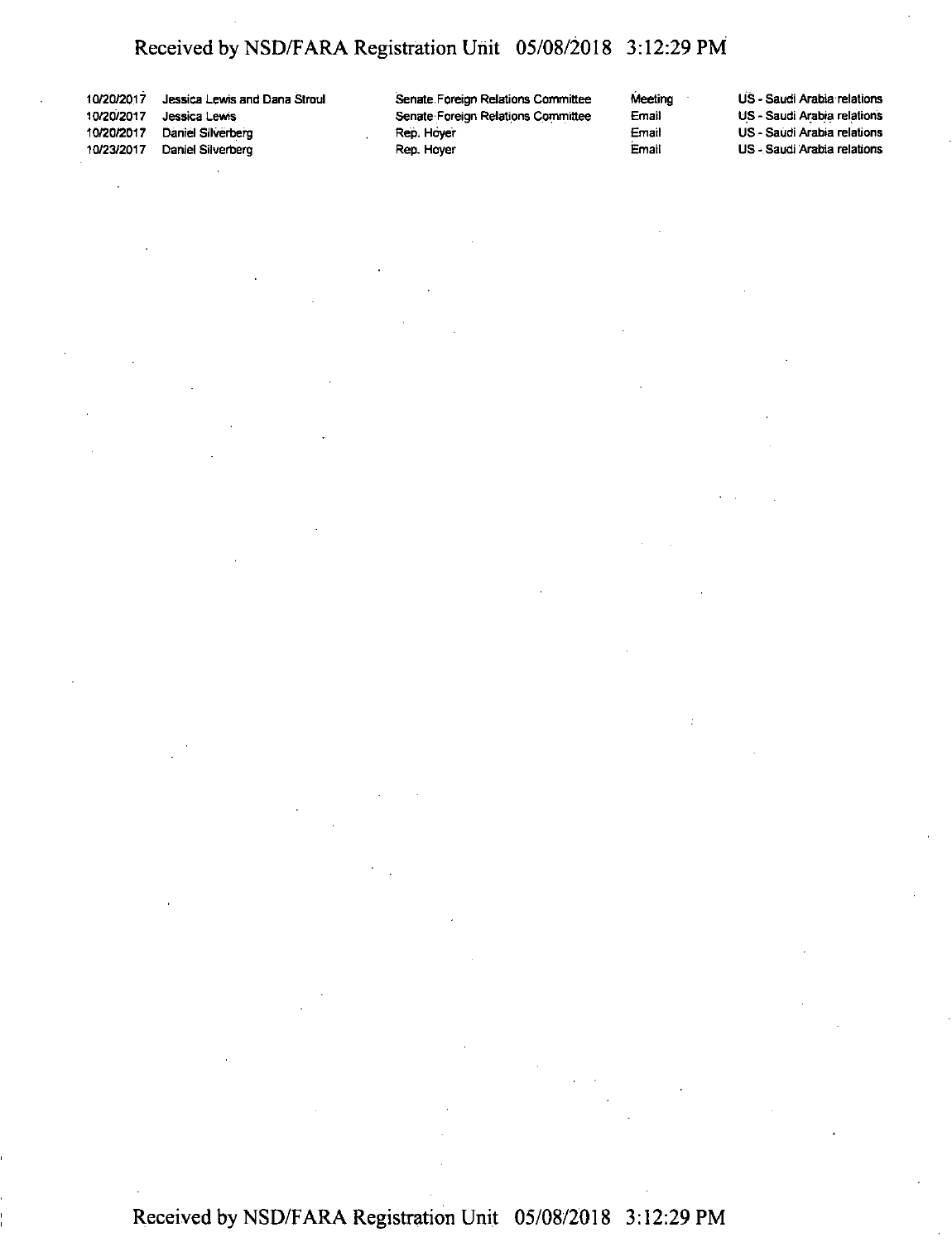| | | | | |
|---|---|---|---|---|
| 10/20/2017 | Jessica Lewis and Dana Stroul | Senate Foreign Relations Committee | Meeting | US - Saudi Arabia relations |
| 10/20/2017 | Jessica Lewis | Senate Foreign Relations Committee | Email | US - Saudi Arabia relations |
| 10/20/2017 | Daniel Silverberg | Rep. Hoyer | Email | US - Saudi Arabia relations |
| 10/23/2017 | Daniel Silverberg | Rep. Hoyer | Email | US - Saudi Arabia relations |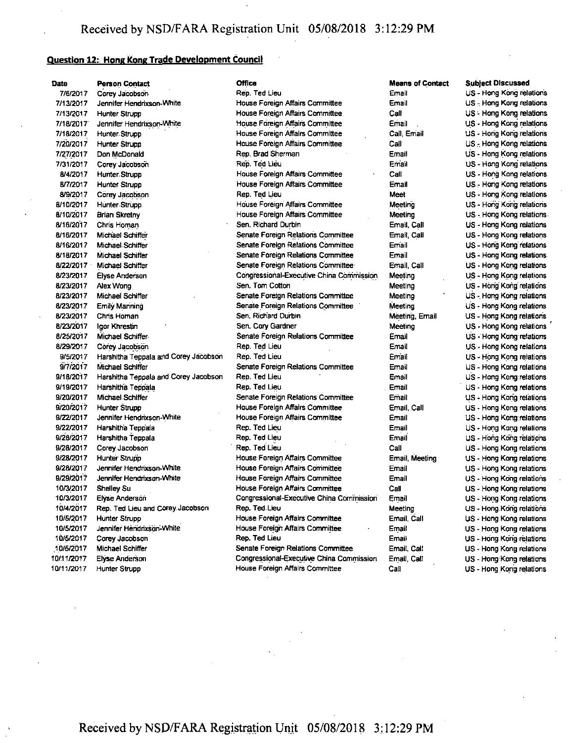**Question 12: Hong Kong Trade Development Council**

| Date | Person Contact | Office | Means of Contact | Subject Discussed |
|---|---|---|---|---|
| 7/6/2017 | Corey Jacobson | Rep. Ted Lieu | Email | US - Hong Kong relations |
| 7/13/2017 | Jennifer Hendrixson-White | House Foreign Affairs Committee | Email | US - Hong Kong relations |
| 7/13/2017 | Hunter Strupp | House Foreign Affairs Committee | Call | US - Hong Kong relations |
| 7/18/2017 | Jennifer Hendrixson-White | House Foreign Affairs Committee | Email | US - Hong Kong relations |
| 7/18/2017 | Hunter Strupp | House Foreign Affairs Committee | Call, Email | US - Hong Kong relations |
| 7/20/2017 | Hunter Strupp | House Foreign Affairs Committee | Call | US - Hong Kong relations |
| 7/27/2017 | Don McDonald | Rep. Brad Sherman | Email | US - Hong Kong relations |
| 7/31/2017 | Corey Jacobson | Rep. Ted Lieu | Email | US - Hong Kong relations |
| 8/4/2017 | Hunter Strupp | House Foreign Affairs Committee | Call | US - Hong Kong relations |
| 8/7/2017 | Hunter Strupp | House Foreign Affairs Committee | Email | US - Hong Kong relations |
| 8/9/2017 | Corey Jacobson | Rep. Ted Lieu | Meet | US - Hong Kong relations |
| 8/10/2017 | Hunter Strupp | House Foreign Affairs Committee | Meeting | US - Hong Kong relations |
| 8/10/2017 | Brian Skretny | House Foreign Affairs Committee | Meeting | US - Hong Kong relations |
| 8/16/2017 | Chris Homan | Sen. Richard Durbin | Email, Call | US - Hong Kong relations |
| 8/16/2017 | Michael Schiffer | Senate Foreign Relations Committee | Email, Call | US - Hong Kong relations |
| 8/16/2017 | Michael Schiffer | Senate Foreign Relations Committee | Email | US - Hong Kong relations |
| 8/18/2017 | Michael Schiffer | Senate Foreign Relations Committee | Email | US - Hong Kong relations |
| 8/22/2017 | Michael Schiffer | Senate Foreign Relations Committee | Email, Call | US - Hong Kong relations |
| 8/23/2017 | Elyse Anderson | Congressional-Executive China Commission | Meeting | US - Hong Kong relations |
| 8/23/2017 | Alex Wong | Sen. Tom Cotton | Meeting | US - Hong Kong relations |
| 8/23/2017 | Michael Schiffer | Senate Foreign Relations Committee | Meeting | US - Hong Kong relations |
| 8/23/2017 | Emily Manning | Senate Foreign Relations Committee | Meeting | US - Hong Kong relations |
| 8/23/2017 | Chris Homan | Sen. Richard Durbin | Meeting, Email | US - Hong Kong relations |
| 8/23/2017 | Igor Khrestin | Sen. Cory Gardner | Meeting | US - Hong Kong relations |
| 8/25/2017 | Michael Schiffer | Senate Foreign Relations Committee | Email | US - Hong Kong relations |
| 8/29/2017 | Corey Jacobson | Rep. Ted Lieu | Email | US - Hong Kong relations |
| 9/5/2017 | Harshitha Teppala and Corey Jacobson | Rep. Ted Lieu | Email | US - Hong Kong relations |
| 9/7/2017 | Michael Schiffer | Senate Foreign Relations Committee | Email | US - Hong Kong relations |
| 9/18/2017 | Harshitha Teppala and Corey Jacobson | Rep. Ted Lieu | Email | US - Hong Kong relations |
| 9/19/2017 | Harshitha Teppala | Rep. Ted Lieu | Email | US - Hong Kong relations |
| 9/20/2017 | Michael Schiffer | Senate Foreign Relations Committee | Email | US - Hong Kong relations |
| 9/20/2017 | Hunter Strupp | House Foreign Affairs Committee | Email, Call | US - Hong Kong relations |
| 9/22/2017 | Jennifer Hendrixson-White | House Foreign Affairs Committee | Email | US - Hong Kong relations |
| 9/22/2017 | Harshitha Teppala | Rep. Ted Lieu | Email | US - Hong Kong relations |
| 9/28/2017 | Harshitha Teppala | Rep. Ted Lieu | Email | US - Hong Kong relations |
| 9/28/2017 | Corey Jacobson | Rep. Ted Lieu | Call | US - Hong Kong relations |
| 9/28/2017 | Hunter Strupp | House Foreign Affairs Committee | Email, Meeting | US - Hong Kong relations |
| 9/28/2017 | Jennifer Hendrixson-White | House Foreign Affairs Committee | Email | US - Hong Kong relations |
| 9/29/2017 | Jennifer Hendrixson-White | House Foreign Affairs Committee | Email | US - Hong Kong relations |
| 10/3/2017 | Shelley Su | House Foreign Affairs Committee | Call | US - Hong Kong relations |
| 10/3/2017 | Elyse Anderson | Congressional-Executive China Commission | Email | US - Hong Kong relations |
| 10/4/2017 | Rep. Ted Lieu and Corey Jacobson | Rep. Ted Lieu | Meeting | US - Hong Kong relations |
| 10/5/2017 | Hunter Strupp | House Foreign Affairs Committee | Email, Call | US - Hong Kong relations |
| 10/5/2017 | Jennifer Hendrixson-White | House Foreign Affairs Committee | Email | US - Hong Kong relations |
| 10/5/2017 | Corey Jacobson | Rep. Ted Lieu | Email | US - Hong Kong relations |
| 10/5/2017 | Michael Schiffer | Senate Foreign Relations Committee | Email, Call | US - Hong Kong relations |
| 10/11/2017 | Elyse Anderson | Congressional-Executive China Commission | Email, Call | US - Hong Kong relations |
| 10/11/2017 | Hunter Strupp | House Foreign Affairs Committee | Call | US - Hong Kong relations |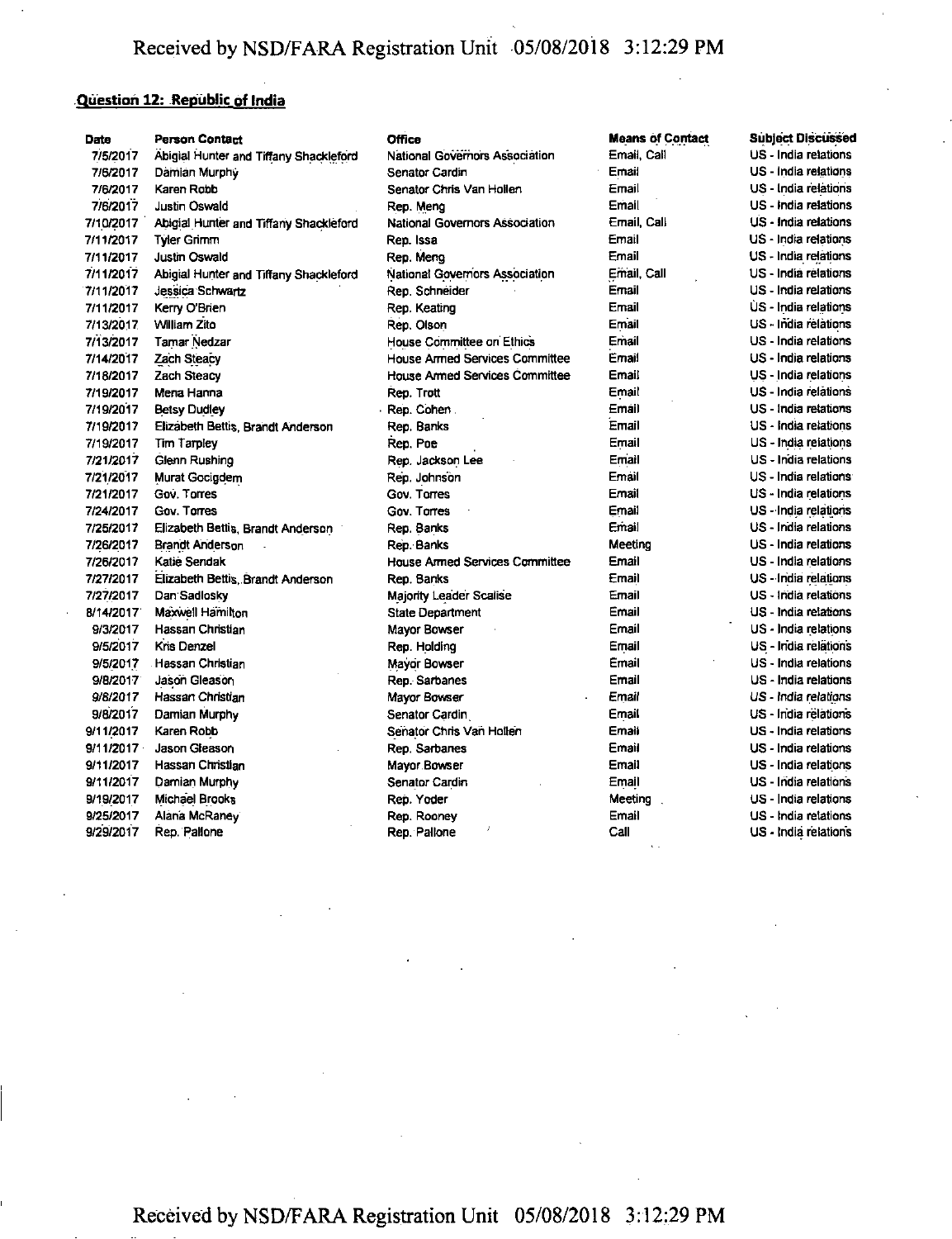**Question 12: Republic of India**

| Date | Person Contact | Office | Means of Contact | Subject Discussed |
|---|---|---|---|---|
| 7/5/2017 | Abigial Hunter and Tiffany Shackleford | National Governors Association | Email, Call | US - India relations |
| 7/6/2017 | Damian Murphy | Senator Cardin | Email | US - India relations |
| 7/6/2017 | Karen Robb | Senator Chris Van Hollen | Email | US - India relations |
| 7/6/2017 | Justin Oswald | Rep. Meng | Email | US - India relations |
| 7/10/2017 | Abigial Hunter and Tiffany Shackleford | National Governors Association | Email, Call | US - India relations |
| 7/11/2017 | Tyler Grimm | Rep. Issa | Email | US - India relations |
| 7/11/2017 | Justin Oswald | Rep. Meng | Email | US - India relations |
| 7/11/2017 | Abigial Hunter and Tiffany Shackleford | National Governors Association | Email, Call | US - India relations |
| 7/11/2017 | Jessica Schwartz | Rep. Schneider | Email | US - India relations |
| 7/11/2017 | Kerry O'Brien | Rep. Keating | Email | US - India relations |
| 7/13/2017 | William Zito | Rep. Olson | Email | US - India relations |
| 7/13/2017 | Tamar Nedzar | House Committee on Ethics | Email | US - India relations |
| 7/14/2017 | Zach Steacy | House Armed Services Committee | Email | US - India relations |
| 7/18/2017 | Zach Steacy | House Armed Services Committee | Email | US - India relations |
| 7/19/2017 | Mena Hanna | Rep. Trott | Email | US - India relations |
| 7/19/2017 | Betsy Dudley | Rep. Cohen | Email | US - India relations |
| 7/19/2017 | Elizabeth Bettis, Brandt Anderson | Rep. Banks | Email | US - India relations |
| 7/19/2017 | Tim Tarpley | Rep. Poe | Email | US - India relations |
| 7/21/2017 | Glenn Rushing | Rep. Jackson Lee | Email | US - India relations |
| 7/21/2017 | Murat Gocigdem | Rep. Johnson | Email | US - India relations |
| 7/21/2017 | Gov. Torres | Gov. Torres | Email | US - India relations |
| 7/24/2017 | Gov. Torres | Gov. Torres | Email | US - India relations |
| 7/25/2017 | Elizabeth Bettis, Brandt Anderson | Rep. Banks | Email | US - India relations |
| 7/26/2017 | Brandt Anderson | Rep. Banks | Meeting | US - India relations |
| 7/26/2017 | Katie Sendak | House Armed Services Committee | Email | US - India relations |
| 7/27/2017 | Elizabeth Bettis, Brandt Anderson | Rep. Banks | Email | US - India relations |
| 7/27/2017 | Dan Sadlosky | Majority Leader Scalise | Email | US - India relations |
| 8/14/2017 | Maxwell Hamilton | State Department | Email | US - India relations |
| 9/3/2017 | Hassan Christian | Mayor Bowser | Email | US - India relations |
| 9/5/2017 | Kris Denzel | Rep. Holding | Email | US - India relations |
| 9/5/2017 | Hassan Christian | Mayor Bowser | Email | US - India relations |
| 9/8/2017 | Jason Gleason | Rep. Sarbanes | Email | US - India relations |
| 9/8/2017 | Hassan Christian | Mayor Bowser | Email | US - India relations |
| 9/8/2017 | Damian Murphy | Senator Cardin | Email | US - India relations |
| 9/11/2017 | Karen Robb | Senator Chris Van Hollen | Email | US - India relations |
| 9/11/2017 | Jason Gleason | Rep. Sarbanes | Email | US - India relations |
| 9/11/2017 | Hassan Christian | Mayor Bowser | Email | US - India relations |
| 9/11/2017 | Damian Murphy | Senator Cardin | Email | US - India relations |
| 9/19/2017 | Michael Brooks | Rep. Yoder | Meeting | US - India relations |
| 9/25/2017 | Alana McRaney | Rep. Rooney | Email | US - India relations |
| 9/29/2017 | Rep. Pallone | Rep. Pallone | Call | US - India relations |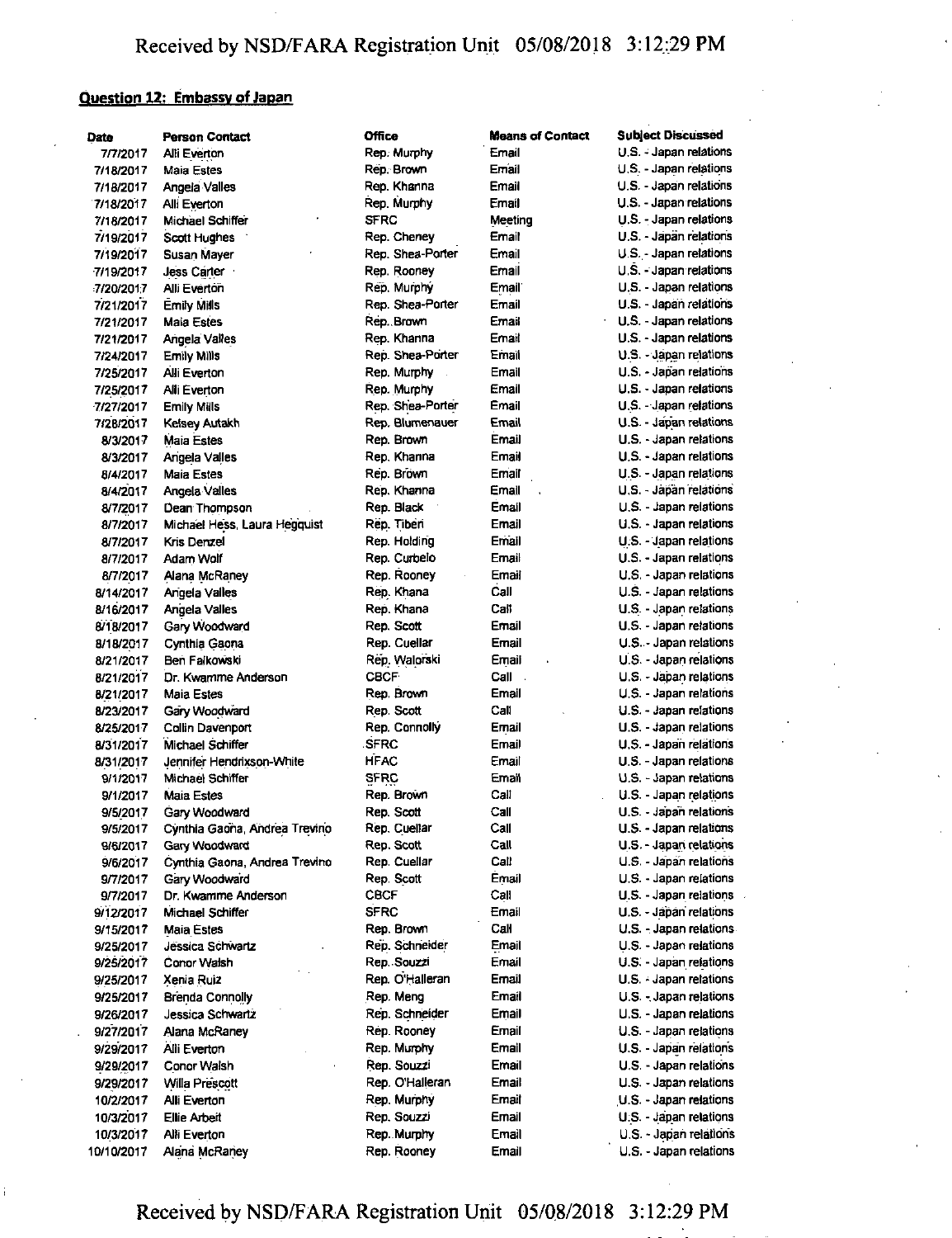**Question 12: Embassy of Japan**

| Date | Person Contact | Office | Means of Contact | Subject Discussed |
|---|---|---|---|---|
| 7/7/2017 | Alli Everton | Rep. Murphy | Email | U.S. - Japan relations |
| 7/18/2017 | Maia Estes | Rep. Brown | Email | U.S. - Japan relations |
| 7/18/2017 | Angela Valles | Rep. Khanna | Email | U.S. - Japan relations |
| 7/18/2017 | Alli Everton | Rep. Murphy | Email | U.S. - Japan relations |
| 7/18/2017 | Michael Schiffer | SFRC | Meeting | U.S. - Japan relations |
| 7/19/2017 | Scott Hughes | Rep. Cheney | Email | U.S. - Japan relations |
| 7/19/2017 | Susan Mayer | Rep. Shea-Porter | Email | U.S. - Japan relations |
| 7/19/2017 | Jess Carter | Rep. Rooney | Email | U.S. - Japan relations |
| 7/20/2017 | Alli Everton | Rep. Murphy | Email | U.S. - Japan relations |
| 7/21/2017 | Emily Mills | Rep. Shea-Porter | Email | U.S. - Japan relations |
| 7/21/2017 | Maia Estes | Rep. Brown | Email | U.S. - Japan relations |
| 7/21/2017 | Angela Valles | Rep. Khanna | Email | U.S. - Japan relations |
| 7/24/2017 | Emily Mills | Rep. Shea-Porter | Email | U.S. - Japan relations |
| 7/25/2017 | Alli Everton | Rep. Murphy | Email | U.S. - Japan relations |
| 7/25/2017 | Alli Everton | Rep. Murphy | Email | U.S. - Japan relations |
| 7/27/2017 | Emily Mills | Rep. Shea-Porter | Email | U.S. - Japan relations |
| 7/28/2017 | Kelsey Autakh | Rep. Blumenauer | Email | U.S. - Japan relations |
| 8/3/2017 | Maia Estes | Rep. Brown | Email | U.S. - Japan relations |
| 8/3/2017 | Angela Valles | Rep. Khanna | Email | U.S. - Japan relations |
| 8/4/2017 | Maia Estes | Rep. Brown | Email | U.S. - Japan relations |
| 8/4/2017 | Angela Valles | Rep. Khanna | Email | U.S. - Japan relations |
| 8/7/2017 | Dean Thompson | Rep. Black | Email | U.S. - Japan relations |
| 8/7/2017 | Michael Hess, Laura Hegquist | Rep. Tiberi | Email | U.S. - Japan relations |
| 8/7/2017 | Kris Denzel | Rep. Holding | Email | U.S. - Japan relations |
| 8/7/2017 | Adam Wolf | Rep. Curbelo | Email | U.S. - Japan relations |
| 8/7/2017 | Alana McRaney | Rep. Rooney | Email | U.S. - Japan relations |
| 8/14/2017 | Angela Valles | Rep. Khana | Call | U.S. - Japan relations |
| 8/16/2017 | Angela Valles | Rep. Khana | Call | U.S. - Japan relations |
| 8/18/2017 | Gary Woodward | Rep. Scott | Email | U.S. - Japan relations |
| 8/18/2017 | Cynthia Gaona | Rep. Cuellar | Email | U.S. - Japan relations |
| 8/21/2017 | Ben Falkowski | Rep. Walorski | Email | U.S. - Japan relations |
| 8/21/2017 | Dr. Kwamme Anderson | CBCF | Call | U.S. - Japan relations |
| 8/21/2017 | Maia Estes | Rep. Brown | Email | U.S. - Japan relations |
| 8/23/2017 | Gary Woodward | Rep. Scott | Call | U.S. - Japan relations |
| 8/25/2017 | Collin Davenport | Rep. Connolly | Email | U.S. - Japan relations |
| 8/31/2017 | Michael Schiffer | SFRC | Email | U.S. - Japan relations |
| 8/31/2017 | Jennifer Hendrixson-White | HFAC | Email | U.S. - Japan relations |
| 9/1/2017 | Michael Schiffer | SFRC | Email | U.S. - Japan relations |
| 9/1/2017 | Maia Estes | Rep. Brown | Call | U.S. - Japan relations |
| 9/5/2017 | Gary Woodward | Rep. Scott | Call | U.S. - Japan relations |
| 9/5/2017 | Cynthia Gaona, Andrea Trevino | Rep. Cuellar | Call | U.S. - Japan relations |
| 9/6/2017 | Gary Woodward | Rep. Scott | Call | U.S. - Japan relations |
| 9/6/2017 | Cynthia Gaona, Andrea Trevino | Rep. Cuellar | Call | U.S. - Japan relations |
| 9/7/2017 | Gary Woodward | Rep. Scott | Email | U.S. - Japan relations |
| 9/7/2017 | Dr. Kwamme Anderson | CBCF | Call | U.S. - Japan relations |
| 9/12/2017 | Michael Schiffer | SFRC | Email | U.S. - Japan relations |
| 9/15/2017 | Maia Estes | Rep. Brown | Call | U.S. - Japan relations |
| 9/25/2017 | Jessica Schwartz | Rep. Schneider | Email | U.S. - Japan relations |
| 9/25/2017 | Conor Walsh | Rep. Souzzi | Email | U.S. - Japan relations |
| 9/25/2017 | Xenia Ruiz | Rep. O'Halleran | Email | U.S. - Japan relations |
| 9/25/2017 | Brenda Connolly | Rep. Meng | Email | U.S. - Japan relations |
| 9/26/2017 | Jessica Schwartz | Rep. Schneider | Email | U.S. - Japan relations |
| 9/27/2017 | Alana McRaney | Rep. Rooney | Email | U.S. - Japan relations |
| 9/29/2017 | Alli Everton | Rep. Murphy | Email | U.S. - Japan relations |
| 9/29/2017 | Conor Walsh | Rep. Souzzi | Email | U.S. - Japan relations |
| 9/29/2017 | Willa Prescott | Rep. O'Halleran | Email | U.S. - Japan relations |
| 10/2/2017 | Alli Everton | Rep. Murphy | Email | U.S. - Japan relations |
| 10/3/2017 | Ellie Arbeit | Rep. Souzzi | Email | U.S. - Japan relations |
| 10/3/2017 | Alli Everton | Rep. Murphy | Email | U.S. - Japan relations |
| 10/10/2017 | Alana McRaney | Rep. Rooney | Email | U.S. - Japan relations |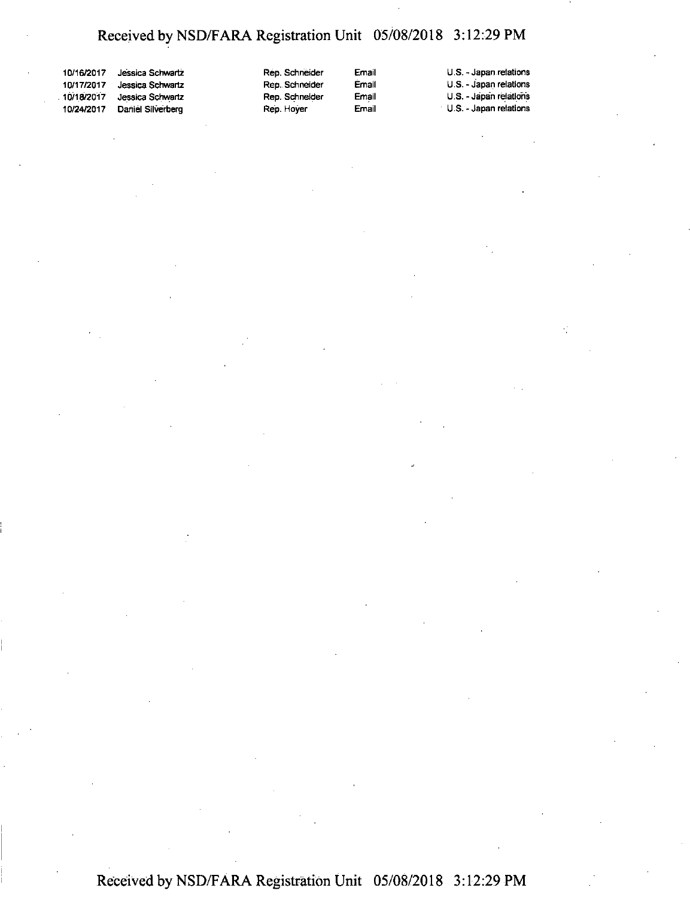| | | | | |
|---|---|---|---|---|
| 10/16/2017 | Jessica Schwartz | Rep. Schneider | Email | U.S. - Japan relations |
| 10/17/2017 | Jessica Schwartz | Rep. Schneider | Email | U.S. - Japan relations |
| 10/18/2017 | Jessica Schwartz | Rep. Schneider | Email | U.S. - Japan relations |
| 10/24/2017 | Daniel Silverberg | Rep. Hoyer | Email | U.S. - Japan relations |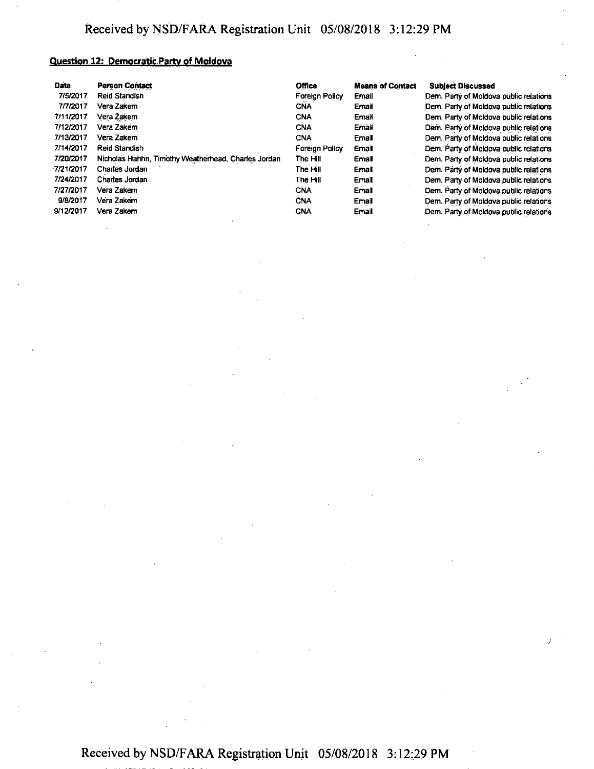**Question 12: Democratic Party of Moldova**

| Date | Person Contact | Office | Means of Contact | Subject Discussed |
|---|---|---|---|---|
| 7/5/2017 | Reid Standish | Foreign Policy | Email | Dem. Party of Moldova public relations |
| 7/7/2017 | Vera Zakem | CNA | Email | Dem. Party of Moldova public relations |
| 7/11/2017 | Vera Zakem | CNA | Email | Dem. Party of Moldova public relations |
| 7/12/2017 | Vera Zakem | CNA | Email | Dem. Party of Moldova public relations |
| 7/13/2017 | Vera Zakem | CNA | Email | Dem. Party of Moldova public relations |
| 7/14/2017 | Reid Standish | Foreign Policy | Email | Dem. Party of Moldova public relations |
| 7/20/2017 | Nicholas Hahhn, Timothy Weatherhead, Charles Jordan | The Hill | Email | Dem. Party of Moldova public relations |
| 7/21/2017 | Charles Jordan | The Hill | Email | Dem. Party of Moldova public relations |
| 7/24/2017 | Charles Jordan | The Hill | Email | Dem. Party of Moldova public relations |
| 7/27/2017 | Vera Zakem | CNA | Email | Dem. Party of Moldova public relations |
| 9/8/2017 | Vera Zakem | CNA | Email | Dem. Party of Moldova public relations |
| 9/12/2017 | Vera Zakem | CNA | Email | Dem. Party of Moldova public relations |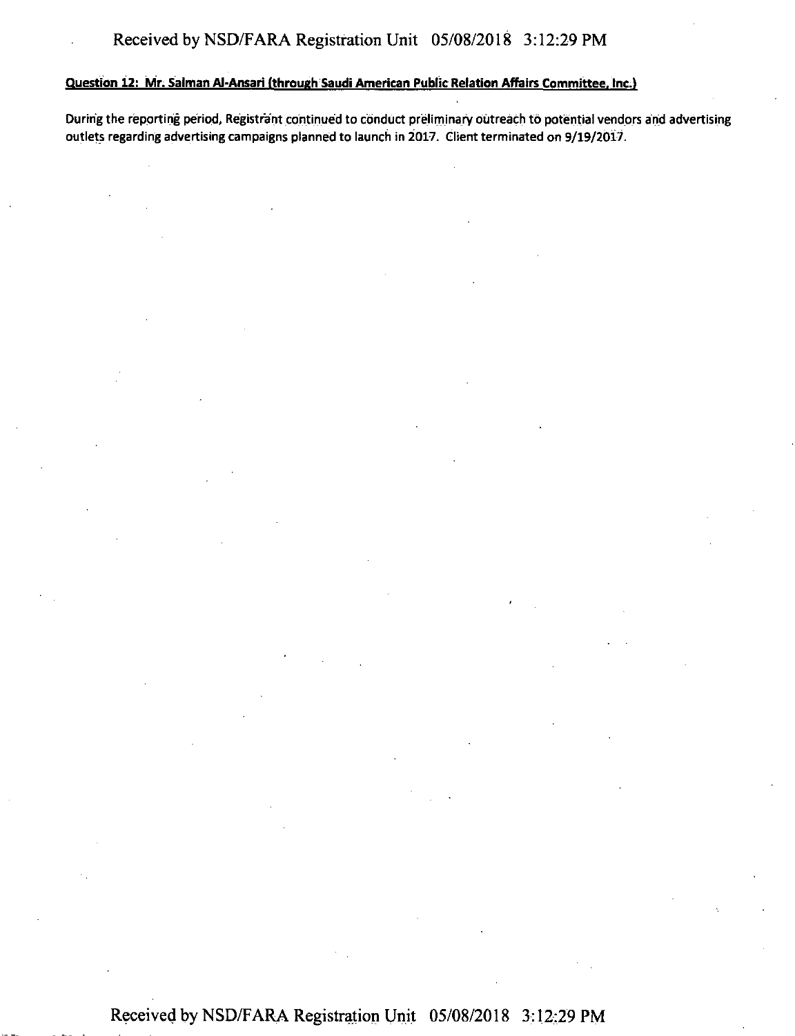**Question 12: Mr. Salman Al-Ansari (through Saudi American Public Relation Affairs Committee, Inc.)**

During the reporting period, Registrant continued to conduct preliminary outreach to potential vendors and advertising outlets regarding advertising campaigns planned to launch in 2017. Client terminated on 9/19/2017.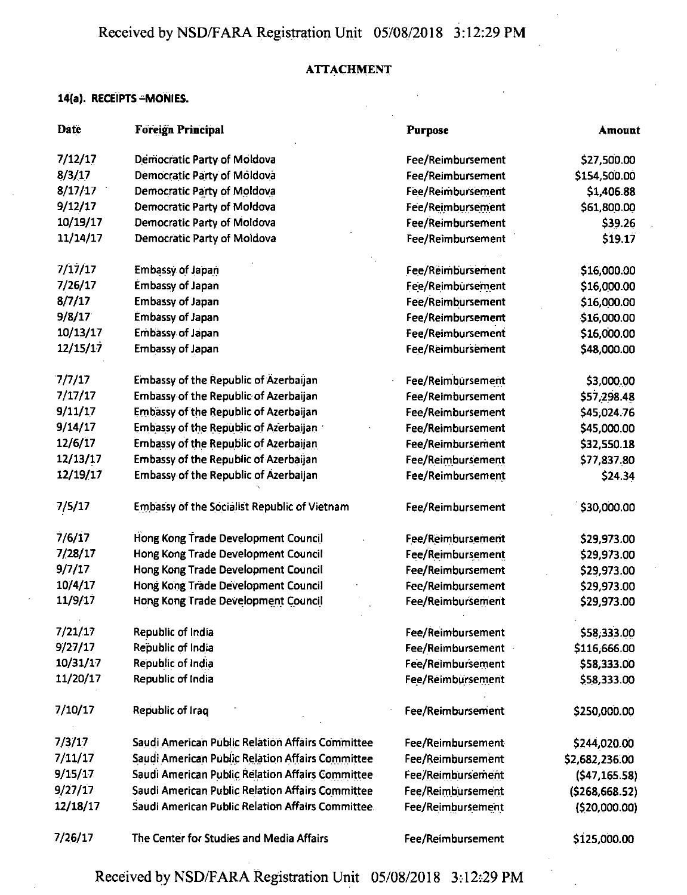**ATTACHMENT**

**14(a). RECEIPTS –MONIES.**

| Date | Foreign Principal | Purpose | Amount |
|---|---|---|---|
| 7/12/17 | Democratic Party of Moldova | Fee/Reimbursement | $27,500.00 |
| 8/3/17 | Democratic Party of Moldova | Fee/Reimbursement | $154,500.00 |
| 8/17/17 | Democratic Party of Moldova | Fee/Reimbursement | $1,406.88 |
| 9/12/17 | Democratic Party of Moldova | Fee/Reimbursement | $61,800.00 |
| 10/19/17 | Democratic Party of Moldova | Fee/Reimbursement | $39.26 |
| 11/14/17 | Democratic Party of Moldova | Fee/Reimbursement | $19.17 |
| 7/17/17 | Embassy of Japan | Fee/Reimbursement | $16,000.00 |
| 7/26/17 | Embassy of Japan | Fee/Reimbursement | $16,000.00 |
| 8/7/17 | Embassy of Japan | Fee/Reimbursement | $16,000.00 |
| 9/8/17 | Embassy of Japan | Fee/Reimbursement | $16,000.00 |
| 10/13/17 | Embassy of Japan | Fee/Reimbursement | $16,000.00 |
| 12/15/17 | Embassy of Japan | Fee/Reimbursement | $48,000.00 |
| 7/7/17 | Embassy of the Republic of Azerbaijan | Fee/Reimbursement | $3,000.00 |
| 7/17/17 | Embassy of the Republic of Azerbaijan | Fee/Reimbursement | $57,298.48 |
| 9/11/17 | Embassy of the Republic of Azerbaijan | Fee/Reimbursement | $45,024.76 |
| 9/14/17 | Embassy of the Republic of Azerbaijan | Fee/Reimbursement | $45,000.00 |
| 12/6/17 | Embassy of the Republic of Azerbaijan | Fee/Reimbursement | $32,550.18 |
| 12/13/17 | Embassy of the Republic of Azerbaijan | Fee/Reimbursement | $77,837.80 |
| 12/19/17 | Embassy of the Republic of Azerbaijan | Fee/Reimbursement | $24.34 |
| 7/5/17 | Embassy of the Socialist Republic of Vietnam | Fee/Reimbursement | $30,000.00 |
| 7/6/17 | Hong Kong Trade Development Council | Fee/Reimbursement | $29,973.00 |
| 7/28/17 | Hong Kong Trade Development Council | Fee/Reimbursement | $29,973.00 |
| 9/7/17 | Hong Kong Trade Development Council | Fee/Reimbursement | $29,973.00 |
| 10/4/17 | Hong Kong Trade Development Council | Fee/Reimbursement | $29,973.00 |
| 11/9/17 | Hong Kong Trade Development Council | Fee/Reimbursement | $29,973.00 |
| 7/21/17 | Republic of India | Fee/Reimbursement | $58,333.00 |
| 9/27/17 | Republic of India | Fee/Reimbursement | $116,666.00 |
| 10/31/17 | Republic of India | Fee/Reimbursement | $58,333.00 |
| 11/20/17 | Republic of India | Fee/Reimbursement | $58,333.00 |
| 7/10/17 | Republic of Iraq | Fee/Reimbursement | $250,000.00 |
| 7/3/17 | Saudi American Public Relation Affairs Committee | Fee/Reimbursement | $244,020.00 |
| 7/11/17 | Saudi American Public Relation Affairs Committee | Fee/Reimbursement | $2,682,236.00 |
| 9/15/17 | Saudi American Public Relation Affairs Committee | Fee/Reimbursement | ($47,165.58) |
| 9/27/17 | Saudi American Public Relation Affairs Committee | Fee/Reimbursement | ($268,668.52) |
| 12/18/17 | Saudi American Public Relation Affairs Committee | Fee/Reimbursement | ($20,000.00) |
| 7/26/17 | The Center for Studies and Media Affairs | Fee/Reimbursement | $125,000.00 |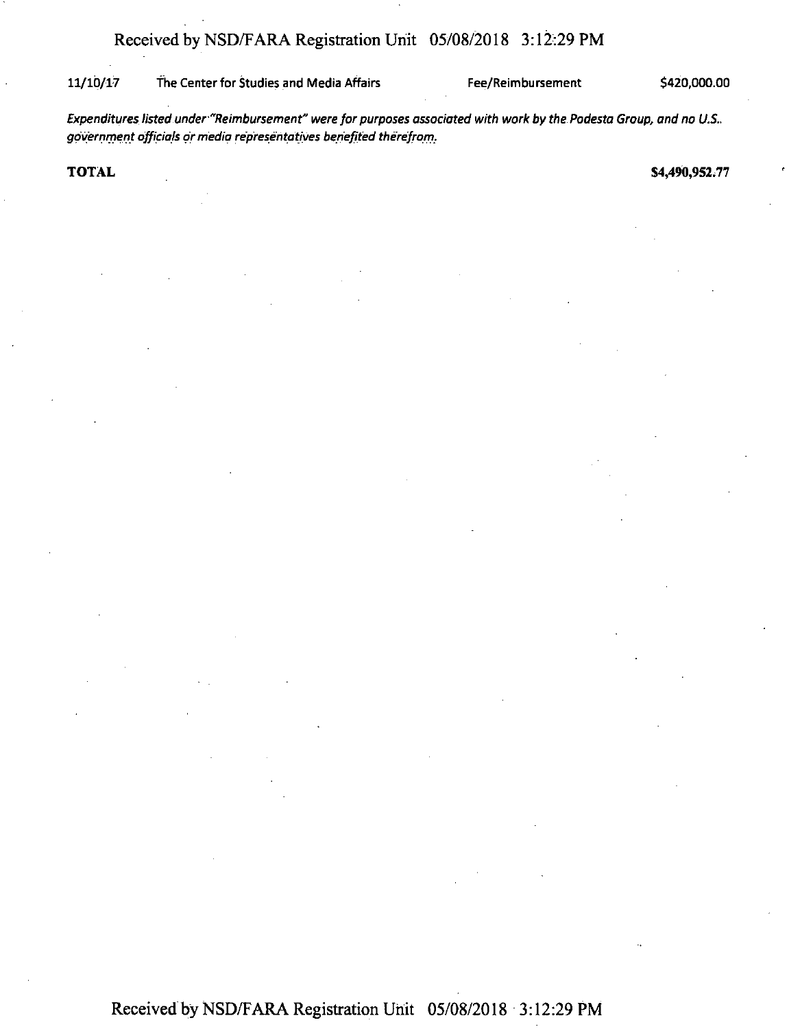| 11/10/17 | The Center for Studies and Media Affairs | Fee/Reimbursement | $420,000.00 |
|---|---|---|---|

*Expenditures listed under "Reimbursement" were for purposes associated with work by the Podesta Group, and no U.S. government officials or media representatives benefited therefrom.*

**TOTAL** **$4,490,952.77**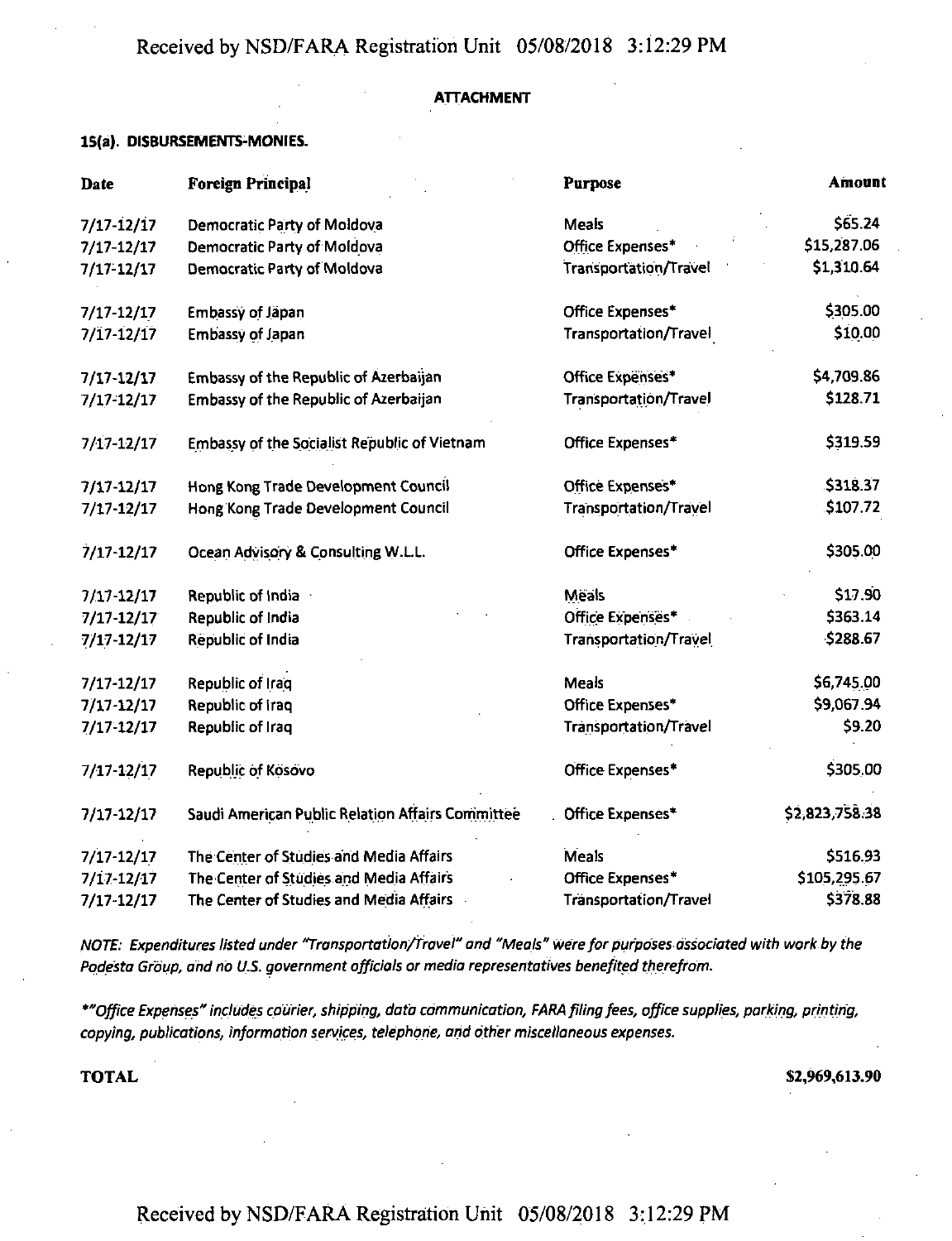**ATTACHMENT**

**15(a). DISBURSEMENTS-MONIES.**

| Date | Foreign Principal | Purpose | Amount |
|---|---|---|---|
| 7/17-12/17 | Democratic Party of Moldova | Meals | $65.24 |
| 7/17-12/17 | Democratic Party of Moldova | Office Expenses* | $15,287.06 |
| 7/17-12/17 | Democratic Party of Moldova | Transportation/Travel | $1,310.64 |
| 7/17-12/17 | Embassy of Japan | Office Expenses* | $305.00 |
| 7/17-12/17 | Embassy of Japan | Transportation/Travel | $10.00 |
| 7/17-12/17 | Embassy of the Republic of Azerbaijan | Office Expenses* | $4,709.86 |
| 7/17-12/17 | Embassy of the Republic of Azerbaijan | Transportation/Travel | $128.71 |
| 7/17-12/17 | Embassy of the Socialist Republic of Vietnam | Office Expenses* | $319.59 |
| 7/17-12/17 | Hong Kong Trade Development Council | Office Expenses* | $318.37 |
| 7/17-12/17 | Hong Kong Trade Development Council | Transportation/Travel | $107.72 |
| 7/17-12/17 | Ocean Advisory & Consulting W.L.L. | Office Expenses* | $305.00 |
| 7/17-12/17 | Republic of India | Meals | $17.90 |
| 7/17-12/17 | Republic of India | Office Expenses* | $363.14 |
| 7/17-12/17 | Republic of India | Transportation/Travel | $288.67 |
| 7/17-12/17 | Republic of Iraq | Meals | $6,745.00 |
| 7/17-12/17 | Republic of Iraq | Office Expenses* | $9,067.94 |
| 7/17-12/17 | Republic of Iraq | Transportation/Travel | $9.20 |
| 7/17-12/17 | Republic of Kosovo | Office Expenses* | $305.00 |
| 7/17-12/17 | Saudi American Public Relation Affairs Committee | Office Expenses* | $2,823,758.38 |
| 7/17-12/17 | The Center of Studies and Media Affairs | Meals | $516.93 |
| 7/17-12/17 | The Center of Studies and Media Affairs | Office Expenses* | $105,295.67 |
| 7/17-12/17 | The Center of Studies and Media Affairs | Transportation/Travel | $378.88 |

*NOTE: Expenditures listed under "Transportation/Travel" and "Meals" were for purposes associated with work by the Podesta Group, and no U.S. government officials or media representatives benefited therefrom.*

*\*"Office Expenses" includes courier, shipping, data communication, FARA filing fees, office supplies, parking, printing, copying, publications, information services, telephone, and other miscellaneous expenses.*

**TOTAL** **$2,969,613.90**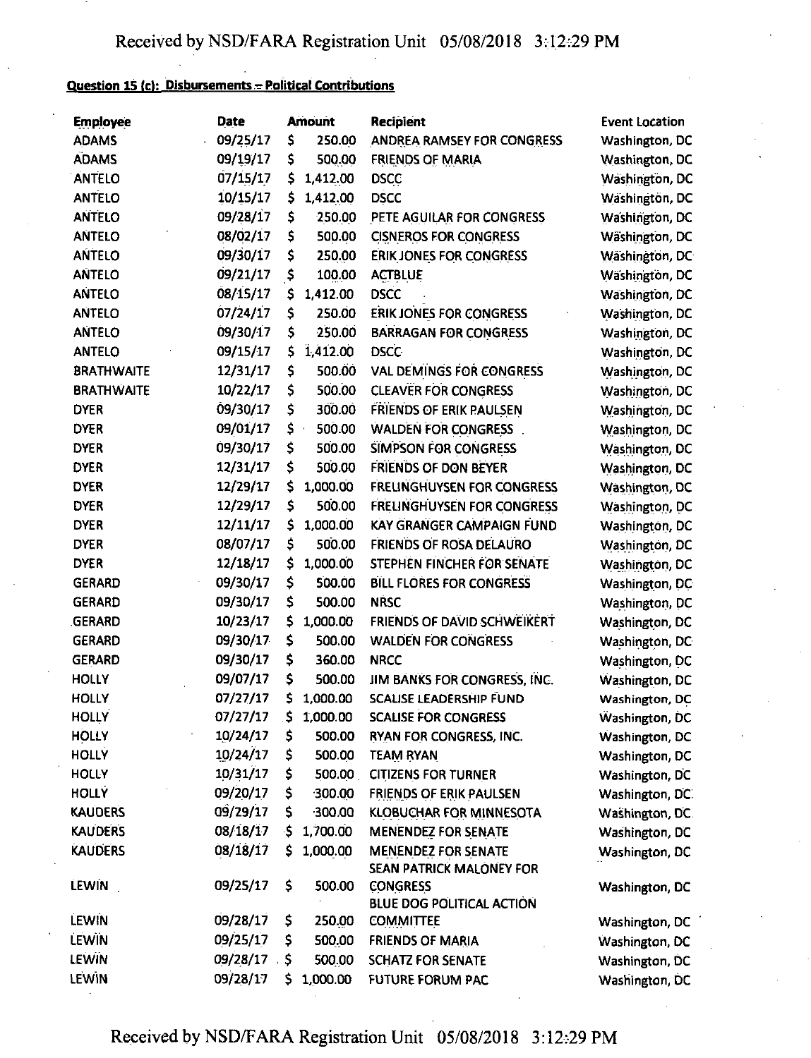**Question 15 (c): Disbursements – Political Contributions**

| Employee | Date | Amount | Recipient | Event Location |
|---|---|---|---|---|
| ADAMS | 09/25/17 | $ 250.00 | ANDREA RAMSEY FOR CONGRESS | Washington, DC |
| ADAMS | 09/19/17 | $ 500.00 | FRIENDS OF MARIA | Washington, DC |
| ANTELO | 07/15/17 | $ 1,412.00 | DSCC | Washington, DC |
| ANTELO | 10/15/17 | $ 1,412.00 | DSCC | Washington, DC |
| ANTELO | 09/28/17 | $ 250.00 | PETE AGUILAR FOR CONGRESS | Washington, DC |
| ANTELO | 08/02/17 | $ 500.00 | CISNEROS FOR CONGRESS | Washington, DC |
| ANTELO | 09/30/17 | $ 250.00 | ERIK JONES FOR CONGRESS | Washington, DC |
| ANTELO | 09/21/17 | $ 100.00 | ACTBLUE | Washington, DC |
| ANTELO | 08/15/17 | $ 1,412.00 | DSCC | Washington, DC |
| ANTELO | 07/24/17 | $ 250.00 | ERIK JONES FOR CONGRESS | Washington, DC |
| ANTELO | 09/30/17 | $ 250.00 | BARRAGAN FOR CONGRESS | Washington, DC |
| ANTELO | 09/15/17 | $ 1,412.00 | DSCC | Washington, DC |
| BRATHWAITE | 12/31/17 | $ 500.00 | VAL DEMINGS FOR CONGRESS | Washington, DC |
| BRATHWAITE | 10/22/17 | $ 500.00 | CLEAVER FOR CONGRESS | Washington, DC |
| DYER | 09/30/17 | $ 300.00 | FRIENDS OF ERIK PAULSEN | Washington, DC |
| DYER | 09/01/17 | $ 500.00 | WALDEN FOR CONGRESS | Washington, DC |
| DYER | 09/30/17 | $ 500.00 | SIMPSON FOR CONGRESS | Washington, DC |
| DYER | 12/31/17 | $ 500.00 | FRIENDS OF DON BEYER | Washington, DC |
| DYER | 12/29/17 | $ 1,000.00 | FRELINGHUYSEN FOR CONGRESS | Washington, DC |
| DYER | 12/29/17 | $ 500.00 | FRELINGHUYSEN FOR CONGRESS | Washington, DC |
| DYER | 12/11/17 | $ 1,000.00 | KAY GRANGER CAMPAIGN FUND | Washington, DC |
| DYER | 08/07/17 | $ 500.00 | FRIENDS OF ROSA DELAURO | Washington, DC |
| DYER | 12/18/17 | $ 1,000.00 | STEPHEN FINCHER FOR SENATE | Washington, DC |
| GERARD | 09/30/17 | $ 500.00 | BILL FLORES FOR CONGRESS | Washington, DC |
| GERARD | 09/30/17 | $ 500.00 | NRSC | Washington, DC |
| GERARD | 10/23/17 | $ 1,000.00 | FRIENDS OF DAVID SCHWEIKERT | Washington, DC |
| GERARD | 09/30/17 | $ 500.00 | WALDEN FOR CONGRESS | Washington, DC |
| GERARD | 09/30/17 | $ 360.00 | NRCC | Washington, DC |
| HOLLY | 09/07/17 | $ 500.00 | JIM BANKS FOR CONGRESS, INC. | Washington, DC |
| HOLLY | 07/27/17 | $ 1,000.00 | SCALISE LEADERSHIP FUND | Washington, DC |
| HOLLY | 07/27/17 | $ 1,000.00 | SCALISE FOR CONGRESS | Washington, DC |
| HOLLY | 10/24/17 | $ 500.00 | RYAN FOR CONGRESS, INC. | Washington, DC |
| HOLLY | 10/24/17 | $ 500.00 | TEAM RYAN | Washington, DC |
| HOLLY | 10/31/17 | $ 500.00 | CITIZENS FOR TURNER | Washington, DC |
| HOLLY | 09/20/17 | $ 300.00 | FRIENDS OF ERIK PAULSEN | Washington, DC |
| KAUDERS | 09/29/17 | $ 300.00 | KLOBUCHAR FOR MINNESOTA | Washington, DC |
| KAUDERS | 08/18/17 | $ 1,700.00 | MENENDEZ FOR SENATE | Washington, DC |
| KAUDERS | 08/18/17 | $ 1,000.00 | MENENDEZ FOR SENATE | Washington, DC |
| LEWIN | 09/25/17 | $ 500.00 | SEAN PATRICK MALONEY FOR CONGRESS | Washington, DC |
| LEWIN | 09/28/17 | $ 250.00 | BLUE DOG POLITICAL ACTION COMMITTEE | Washington, DC |
| LEWIN | 09/25/17 | $ 500.00 | FRIENDS OF MARIA | Washington, DC |
| LEWIN | 09/28/17 | $ 500.00 | SCHATZ FOR SENATE | Washington, DC |
| LEWIN | 09/28/17 | $ 1,000.00 | FUTURE FORUM PAC | Washington, DC |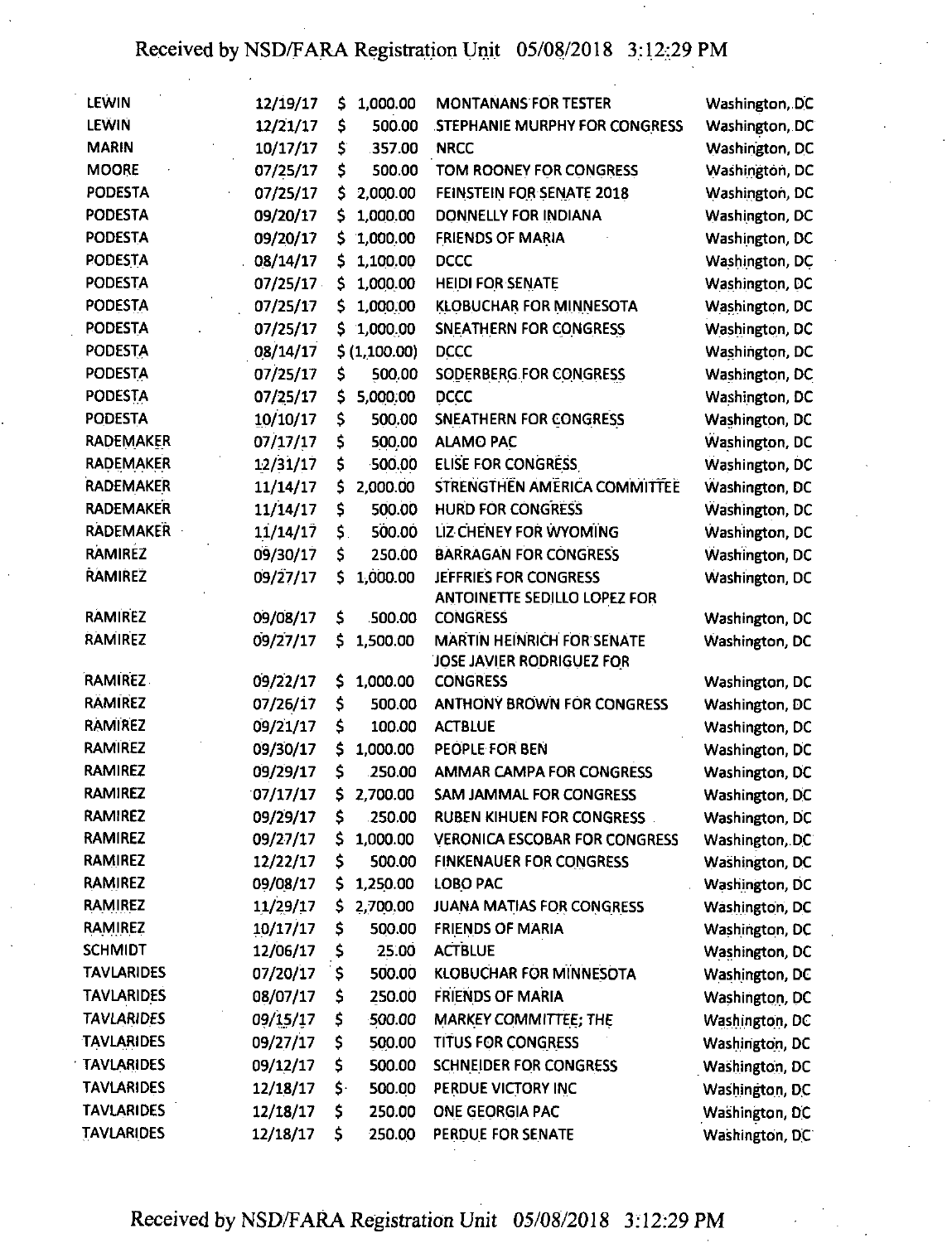| | | | | |
|---|---|---|---|---|
| LEWIN | 12/19/17 | $ 1,000.00 | MONTANANS FOR TESTER | Washington, DC |
| LEWIN | 12/21/17 | $ 500.00 | STEPHANIE MURPHY FOR CONGRESS | Washington, DC |
| MARIN | 10/17/17 | $ 357.00 | NRCC | Washington, DC |
| MOORE | 07/25/17 | $ 500.00 | TOM ROONEY FOR CONGRESS | Washington, DC |
| PODESTA | 07/25/17 | $ 2,000.00 | FEINSTEIN FOR SENATE 2018 | Washington, DC |
| PODESTA | 09/20/17 | $ 1,000.00 | DONNELLY FOR INDIANA | Washington, DC |
| PODESTA | 09/20/17 | $ 1,000.00 | FRIENDS OF MARIA | Washington, DC |
| PODESTA | 08/14/17 | $ 1,100.00 | DCCC | Washington, DC |
| PODESTA | 07/25/17 | $ 1,000.00 | HEIDI FOR SENATE | Washington, DC |
| PODESTA | 07/25/17 | $ 1,000.00 | KLOBUCHAR FOR MINNESOTA | Washington, DC |
| PODESTA | 07/25/17 | $ 1,000.00 | SNEATHERN FOR CONGRESS | Washington, DC |
| PODESTA | 08/14/17 | $ (1,100.00) | DCCC | Washington, DC |
| PODESTA | 07/25/17 | $ 500.00 | SODERBERG FOR CONGRESS | Washington, DC |
| PODESTA | 07/25/17 | $ 5,000.00 | DCCC | Washington, DC |
| PODESTA | 10/10/17 | $ 500.00 | SNEATHERN FOR CONGRESS | Washington, DC |
| RADEMAKER | 07/17/17 | $ 500.00 | ALAMO PAC | Washington, DC |
| RADEMAKER | 12/31/17 | $ 500.00 | ELISE FOR CONGRESS | Washington, DC |
| RADEMAKER | 11/14/17 | $ 2,000.00 | STRENGTHEN AMERICA COMMITTEE | Washington, DC |
| RADEMAKER | 11/14/17 | $ 500.00 | HURD FOR CONGRESS | Washington, DC |
| RADEMAKER | 11/14/17 | $ 500.00 | LIZ CHENEY FOR WYOMING | Washington, DC |
| RAMIREZ | 09/30/17 | $ 250.00 | BARRAGAN FOR CONGRESS | Washington, DC |
| RAMIREZ | 09/27/17 | $ 1,000.00 | JEFFRIES FOR CONGRESS | Washington, DC |
| RAMIREZ | 09/08/17 | $ 500.00 | ANTOINETTE SEDILLO LOPEZ FOR CONGRESS | Washington, DC |
| RAMIREZ | 09/27/17 | $ 1,500.00 | MARTIN HEINRICH FOR SENATE | Washington, DC |
| RAMIREZ | 09/22/17 | $ 1,000.00 | JOSE JAVIER RODRIGUEZ FOR CONGRESS | Washington, DC |
| RAMIREZ | 07/26/17 | $ 500.00 | ANTHONY BROWN FOR CONGRESS | Washington, DC |
| RAMIREZ | 09/21/17 | $ 100.00 | ACTBLUE | Washington, DC |
| RAMIREZ | 09/30/17 | $ 1,000.00 | PEOPLE FOR BEN | Washington, DC |
| RAMIREZ | 09/29/17 | $ 250.00 | AMMAR CAMPA FOR CONGRESS | Washington, DC |
| RAMIREZ | 07/17/17 | $ 2,700.00 | SAM JAMMAL FOR CONGRESS | Washington, DC |
| RAMIREZ | 09/29/17 | $ 250.00 | RUBEN KIHUEN FOR CONGRESS | Washington, DC |
| RAMIREZ | 09/27/17 | $ 1,000.00 | VERONICA ESCOBAR FOR CONGRESS | Washington, DC |
| RAMIREZ | 12/22/17 | $ 500.00 | FINKENAUER FOR CONGRESS | Washington, DC |
| RAMIREZ | 09/08/17 | $ 1,250.00 | LOBO PAC | Washington, DC |
| RAMIREZ | 11/29/17 | $ 2,700.00 | JUANA MATIAS FOR CONGRESS | Washington, DC |
| RAMIREZ | 10/17/17 | $ 500.00 | FRIENDS OF MARIA | Washington, DC |
| SCHMIDT | 12/06/17 | $ 25.00 | ACTBLUE | Washington, DC |
| TAVLARIDES | 07/20/17 | $ 500.00 | KLOBUCHAR FOR MINNESOTA | Washington, DC |
| TAVLARIDES | 08/07/17 | $ 250.00 | FRIENDS OF MARIA | Washington, DC |
| TAVLARIDES | 09/15/17 | $ 500.00 | MARKEY COMMITTEE; THE | Washington, DC |
| TAVLARIDES | 09/27/17 | $ 500.00 | TITUS FOR CONGRESS | Washington, DC |
| TAVLARIDES | 09/12/17 | $ 500.00 | SCHNEIDER FOR CONGRESS | Washington, DC |
| TAVLARIDES | 12/18/17 | $ 500.00 | PERDUE VICTORY INC | Washington, DC |
| TAVLARIDES | 12/18/17 | $ 250.00 | ONE GEORGIA PAC | Washington, DC |
| TAVLARIDES | 12/18/17 | $ 250.00 | PERDUE FOR SENATE | Washington, DC |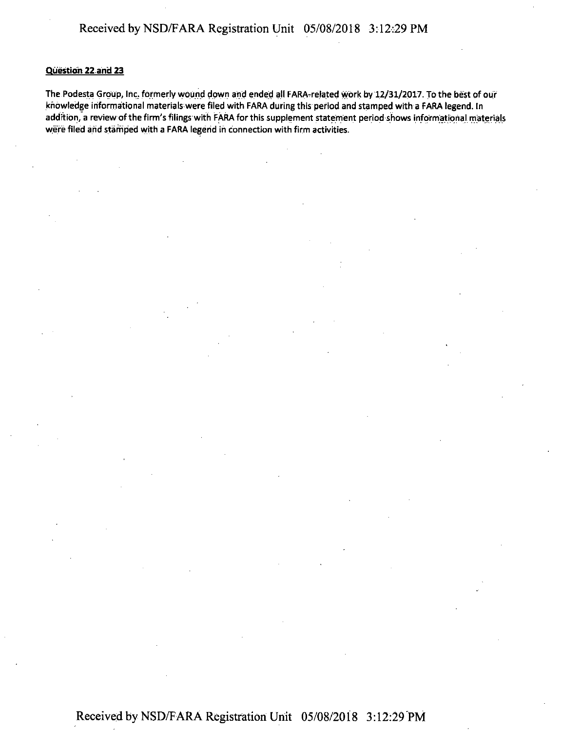**Question 22 and 23**

The Podesta Group, Inc. formerly wound down and ended all FARA-related work by 12/31/2017. To the best of our knowledge informational materials were filed with FARA during this period and stamped with a FARA legend. In addition, a review of the firm's filings with FARA for this supplement statement period shows informational materials were filed and stamped with a FARA legend in connection with firm activities.